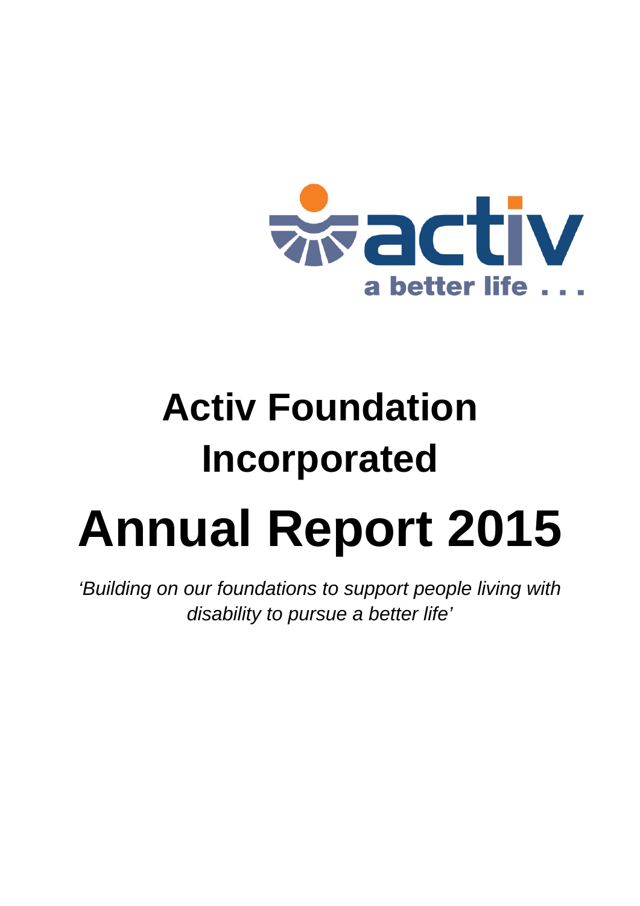activ

a better life . . .

# Activ Foundation Incorporated

# Annual Report 2015

*'Building on our foundations to support people living with disability to pursue a better life'*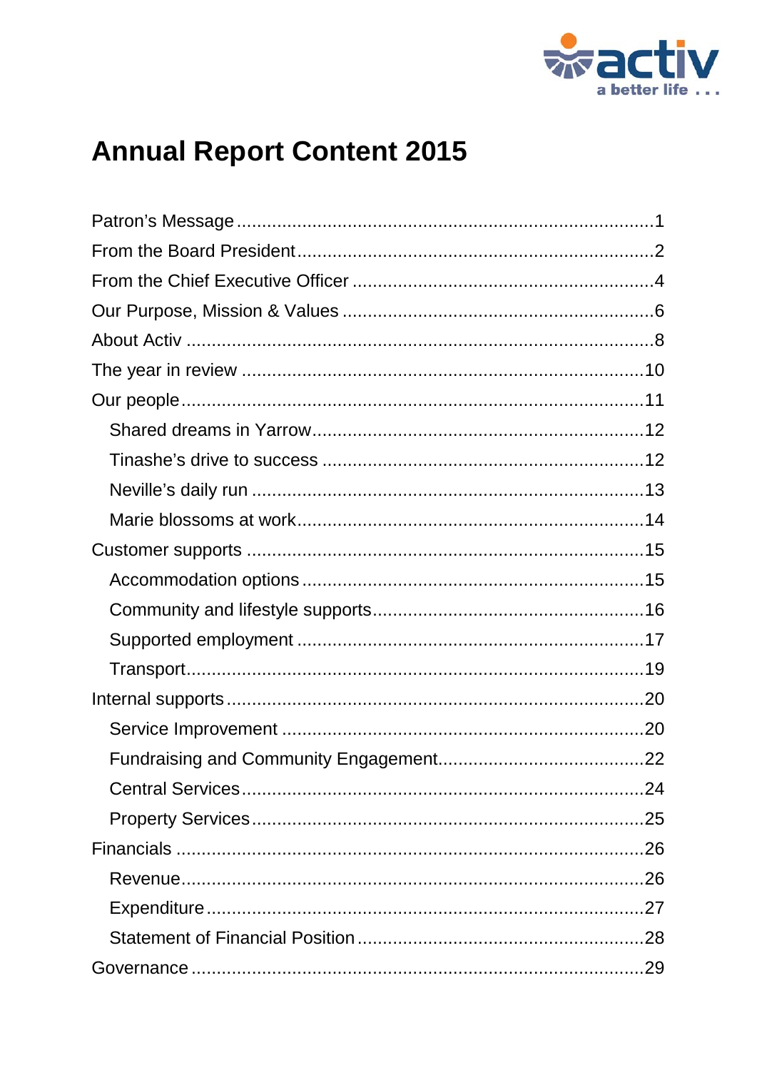# Annual Report Content 2015

- Patron's Message ..... 1
- From the Board President ..... 2
- From the Chief Executive Officer ..... 4
- Our Purpose, Mission & Values ..... 6
- About Activ ..... 8
- The year in review ..... 10
- Our people ..... 11
  - Shared dreams in Yarrow ..... 12
  - Tinashe's drive to success ..... 12
  - Neville's daily run ..... 13
  - Marie blossoms at work ..... 14
- Customer supports ..... 15
  - Accommodation options ..... 15
  - Community and lifestyle supports ..... 16
  - Supported employment ..... 17
  - Transport ..... 19
- Internal supports ..... 20
  - Service Improvement ..... 20
  - Fundraising and Community Engagement ..... 22
  - Central Services ..... 24
  - Property Services ..... 25
- Financials ..... 26
  - Revenue ..... 26
  - Expenditure ..... 27
  - Statement of Financial Position ..... 28
- Governance ..... 29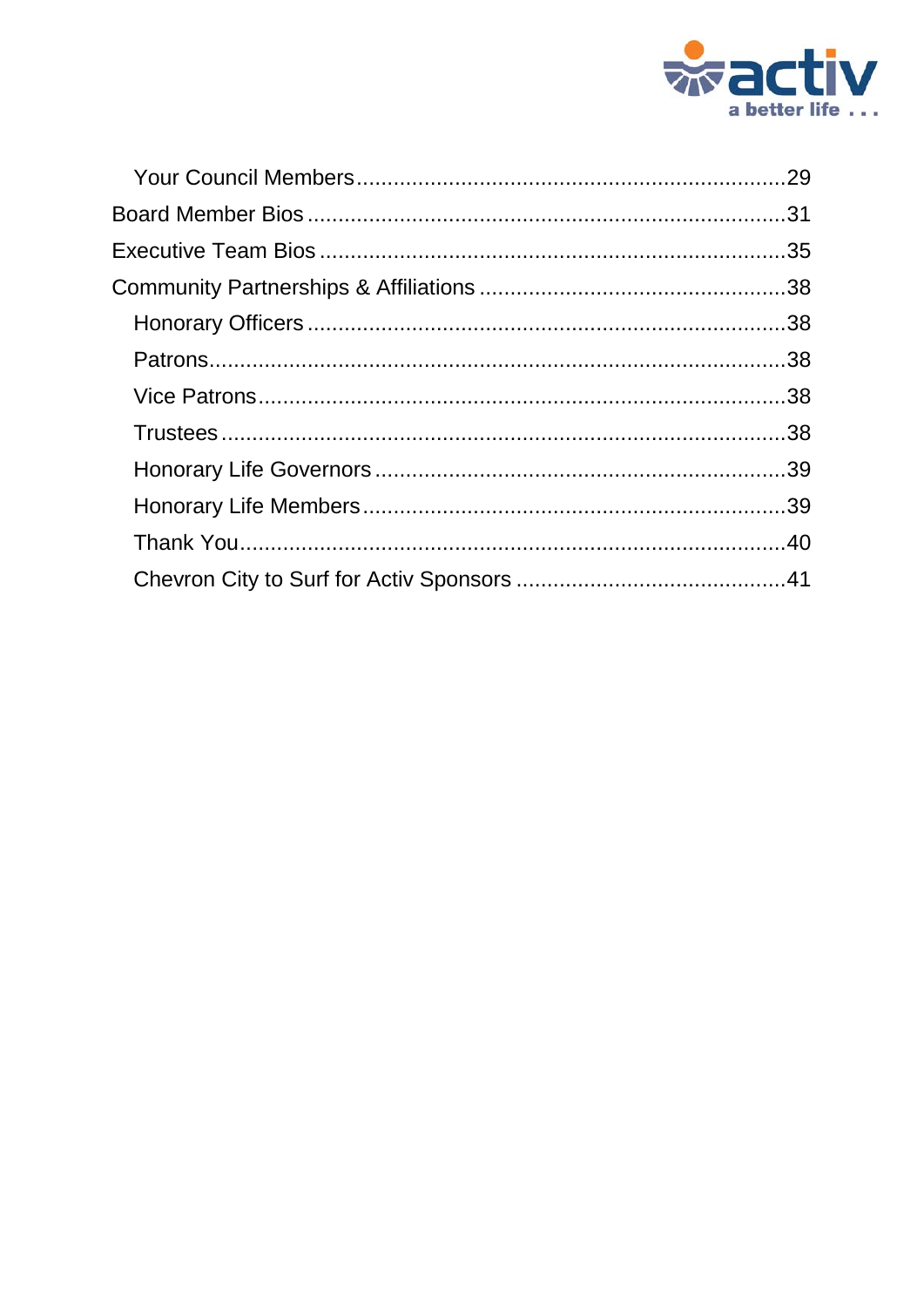- Your Council Members ........................................................................ 29

Board Member Bios ................................................................................ 31

Executive Team Bios .............................................................................. 35

Community Partnerships & Affiliations .................................................... 38

- Honorary Officers ................................................................................ 38
- Patrons ................................................................................................ 38
- Vice Patrons ........................................................................................ 38
- Trustees ............................................................................................. 38
- Honorary Life Governors ..................................................................... 39
- Honorary Life Members ....................................................................... 39
- Thank You ........................................................................................... 40
- Chevron City to Surf for Activ Sponsors .............................................. 41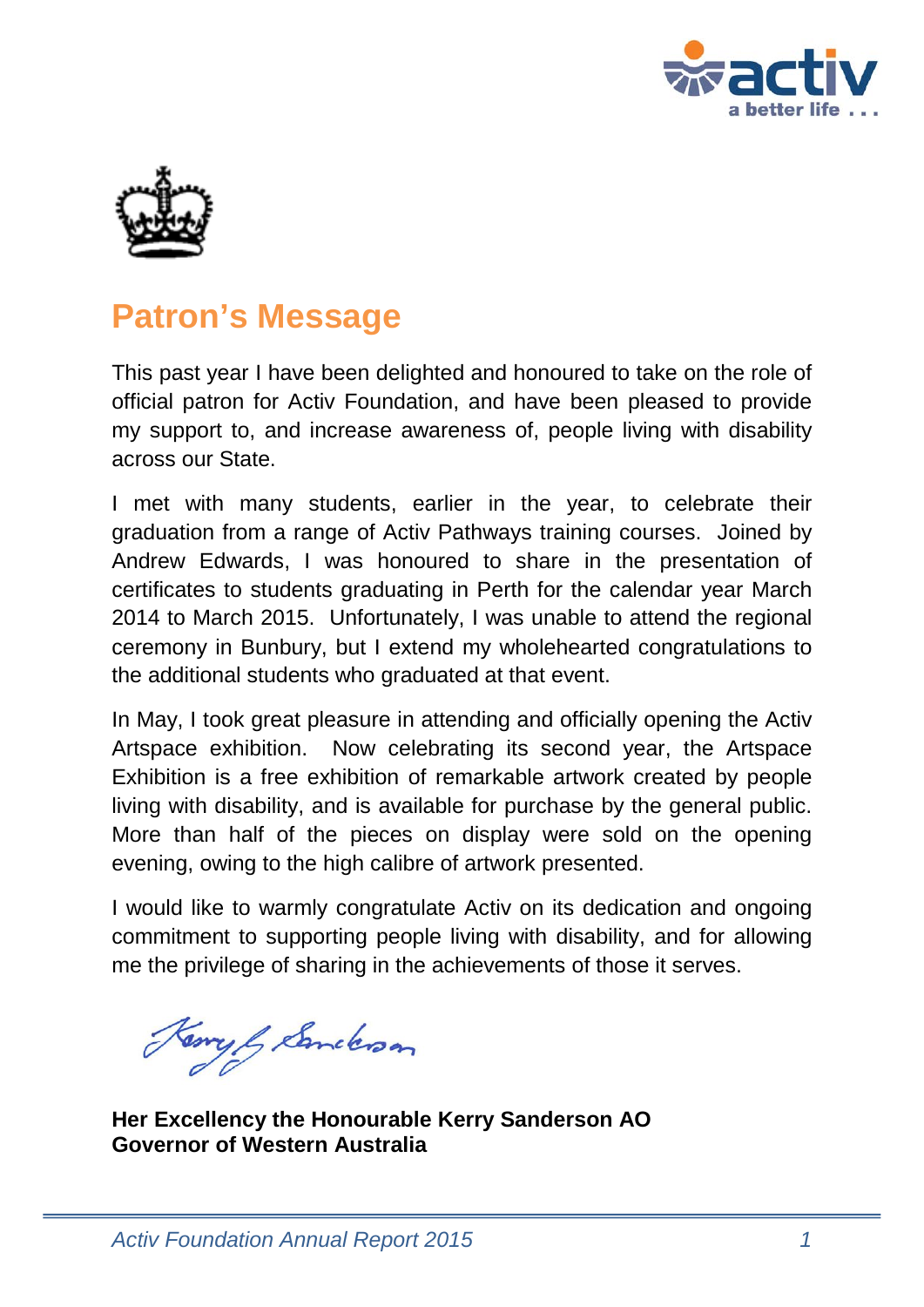# Patron's Message

This past year I have been delighted and honoured to take on the role of official patron for Activ Foundation, and have been pleased to provide my support to, and increase awareness of, people living with disability across our State.

I met with many students, earlier in the year, to celebrate their graduation from a range of Activ Pathways training courses. Joined by Andrew Edwards, I was honoured to share in the presentation of certificates to students graduating in Perth for the calendar year March 2014 to March 2015. Unfortunately, I was unable to attend the regional ceremony in Bunbury, but I extend my wholehearted congratulations to the additional students who graduated at that event.

In May, I took great pleasure in attending and officially opening the Activ Artspace exhibition. Now celebrating its second year, the Artspace Exhibition is a free exhibition of remarkable artwork created by people living with disability, and is available for purchase by the general public. More than half of the pieces on display were sold on the opening evening, owing to the high calibre of artwork presented.

I would like to warmly congratulate Activ on its dedication and ongoing commitment to supporting people living with disability, and for allowing me the privilege of sharing in the achievements of those it serves.

**Her Excellency the Honourable Kerry Sanderson AO**
**Governor of Western Australia**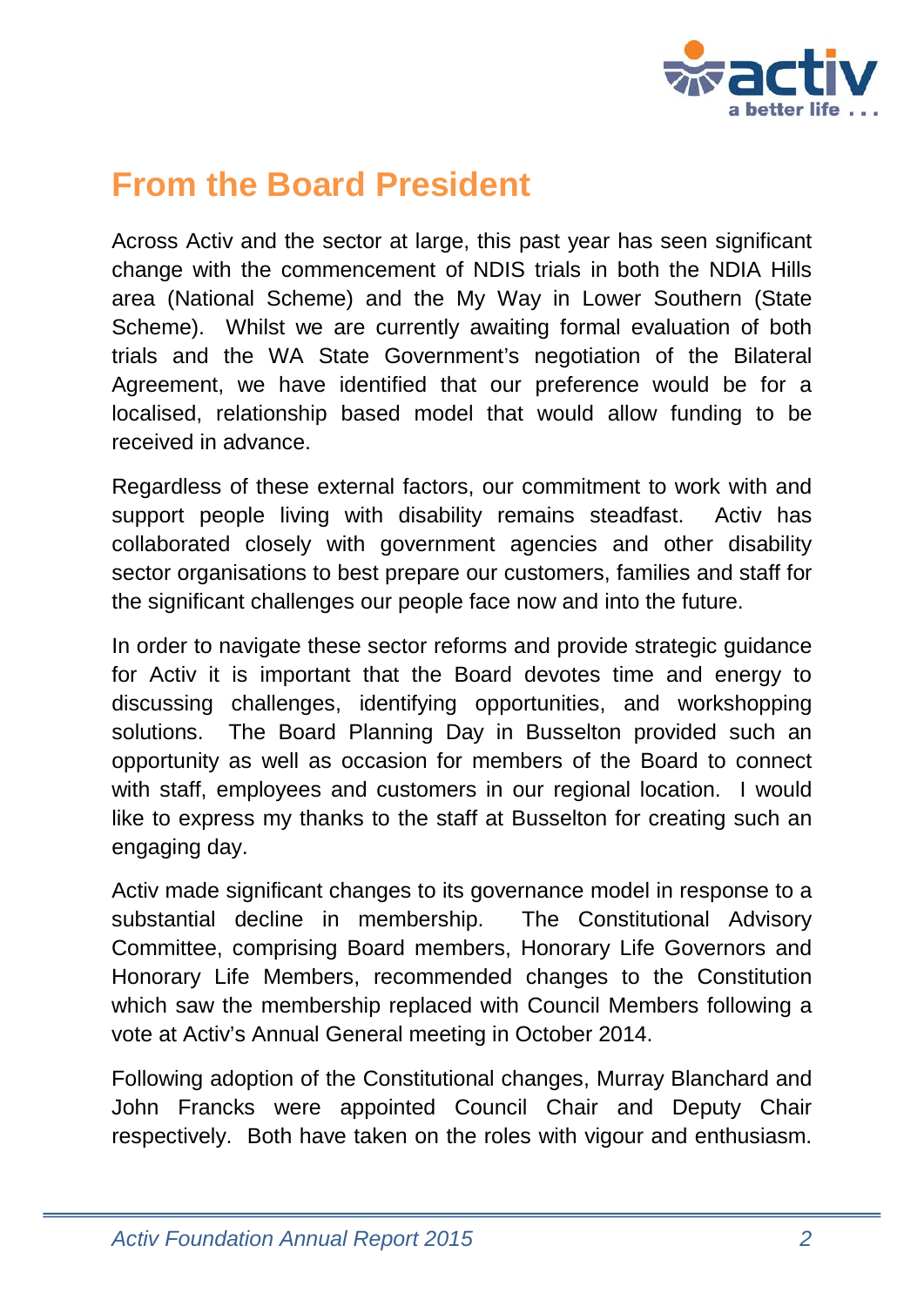# From the Board President

Across Activ and the sector at large, this past year has seen significant change with the commencement of NDIS trials in both the NDIA Hills area (National Scheme) and the My Way in Lower Southern (State Scheme). Whilst we are currently awaiting formal evaluation of both trials and the WA State Government's negotiation of the Bilateral Agreement, we have identified that our preference would be for a localised, relationship based model that would allow funding to be received in advance.

Regardless of these external factors, our commitment to work with and support people living with disability remains steadfast. Activ has collaborated closely with government agencies and other disability sector organisations to best prepare our customers, families and staff for the significant challenges our people face now and into the future.

In order to navigate these sector reforms and provide strategic guidance for Activ it is important that the Board devotes time and energy to discussing challenges, identifying opportunities, and workshopping solutions. The Board Planning Day in Busselton provided such an opportunity as well as occasion for members of the Board to connect with staff, employees and customers in our regional location. I would like to express my thanks to the staff at Busselton for creating such an engaging day.

Activ made significant changes to its governance model in response to a substantial decline in membership. The Constitutional Advisory Committee, comprising Board members, Honorary Life Governors and Honorary Life Members, recommended changes to the Constitution which saw the membership replaced with Council Members following a vote at Activ's Annual General meeting in October 2014.

Following adoption of the Constitutional changes, Murray Blanchard and John Francks were appointed Council Chair and Deputy Chair respectively. Both have taken on the roles with vigour and enthusiasm.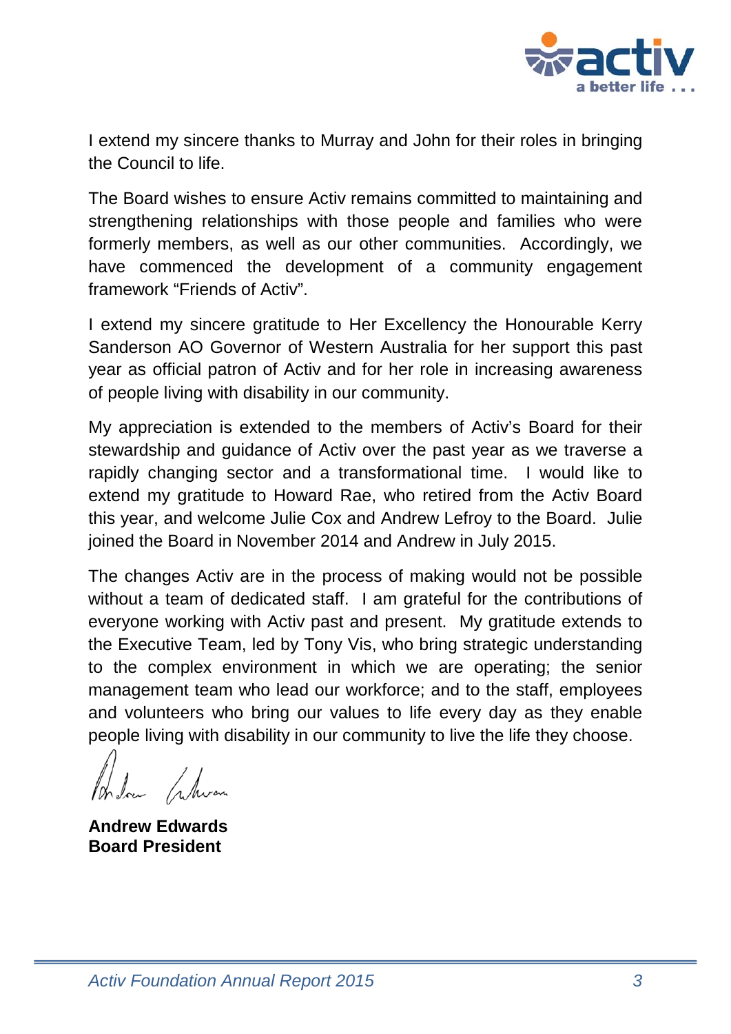I extend my sincere thanks to Murray and John for their roles in bringing the Council to life.

The Board wishes to ensure Activ remains committed to maintaining and strengthening relationships with those people and families who were formerly members, as well as our other communities. Accordingly, we have commenced the development of a community engagement framework “Friends of Activ”.

I extend my sincere gratitude to Her Excellency the Honourable Kerry Sanderson AO Governor of Western Australia for her support this past year as official patron of Activ and for her role in increasing awareness of people living with disability in our community.

My appreciation is extended to the members of Activ’s Board for their stewardship and guidance of Activ over the past year as we traverse a rapidly changing sector and a transformational time. I would like to extend my gratitude to Howard Rae, who retired from the Activ Board this year, and welcome Julie Cox and Andrew Lefroy to the Board. Julie joined the Board in November 2014 and Andrew in July 2015.

The changes Activ are in the process of making would not be possible without a team of dedicated staff. I am grateful for the contributions of everyone working with Activ past and present. My gratitude extends to the Executive Team, led by Tony Vis, who bring strategic understanding to the complex environment in which we are operating; the senior management team who lead our workforce; and to the staff, employees and volunteers who bring our values to life every day as they enable people living with disability in our community to live the life they choose.

**Andrew Edwards**
**Board President**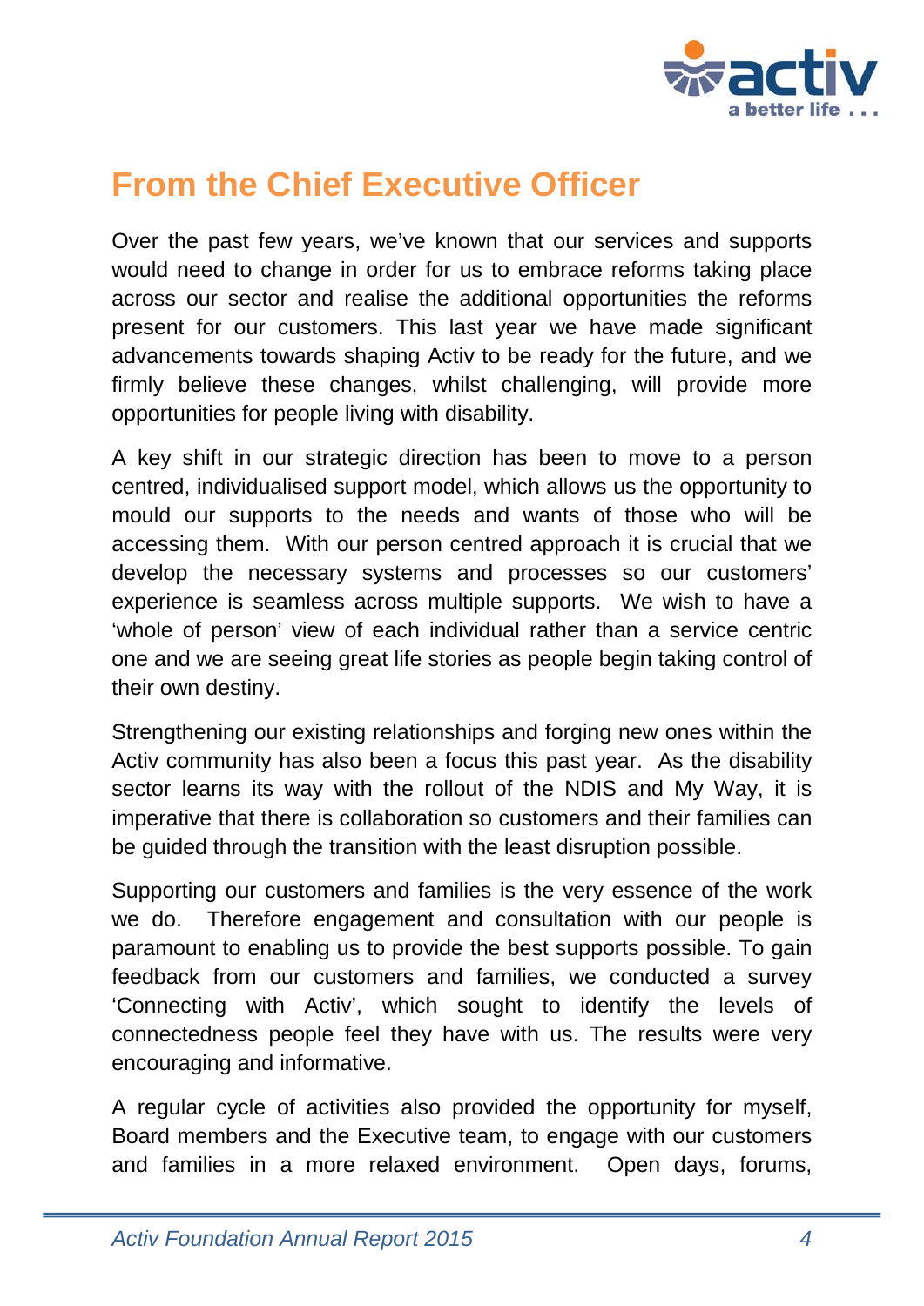# From the Chief Executive Officer

Over the past few years, we've known that our services and supports would need to change in order for us to embrace reforms taking place across our sector and realise the additional opportunities the reforms present for our customers. This last year we have made significant advancements towards shaping Activ to be ready for the future, and we firmly believe these changes, whilst challenging, will provide more opportunities for people living with disability.

A key shift in our strategic direction has been to move to a person centred, individualised support model, which allows us the opportunity to mould our supports to the needs and wants of those who will be accessing them. With our person centred approach it is crucial that we develop the necessary systems and processes so our customers' experience is seamless across multiple supports. We wish to have a 'whole of person' view of each individual rather than a service centric one and we are seeing great life stories as people begin taking control of their own destiny.

Strengthening our existing relationships and forging new ones within the Activ community has also been a focus this past year. As the disability sector learns its way with the rollout of the NDIS and My Way, it is imperative that there is collaboration so customers and their families can be guided through the transition with the least disruption possible.

Supporting our customers and families is the very essence of the work we do. Therefore engagement and consultation with our people is paramount to enabling us to provide the best supports possible. To gain feedback from our customers and families, we conducted a survey 'Connecting with Activ', which sought to identify the levels of connectedness people feel they have with us. The results were very encouraging and informative.

A regular cycle of activities also provided the opportunity for myself, Board members and the Executive team, to engage with our customers and families in a more relaxed environment. Open days, forums,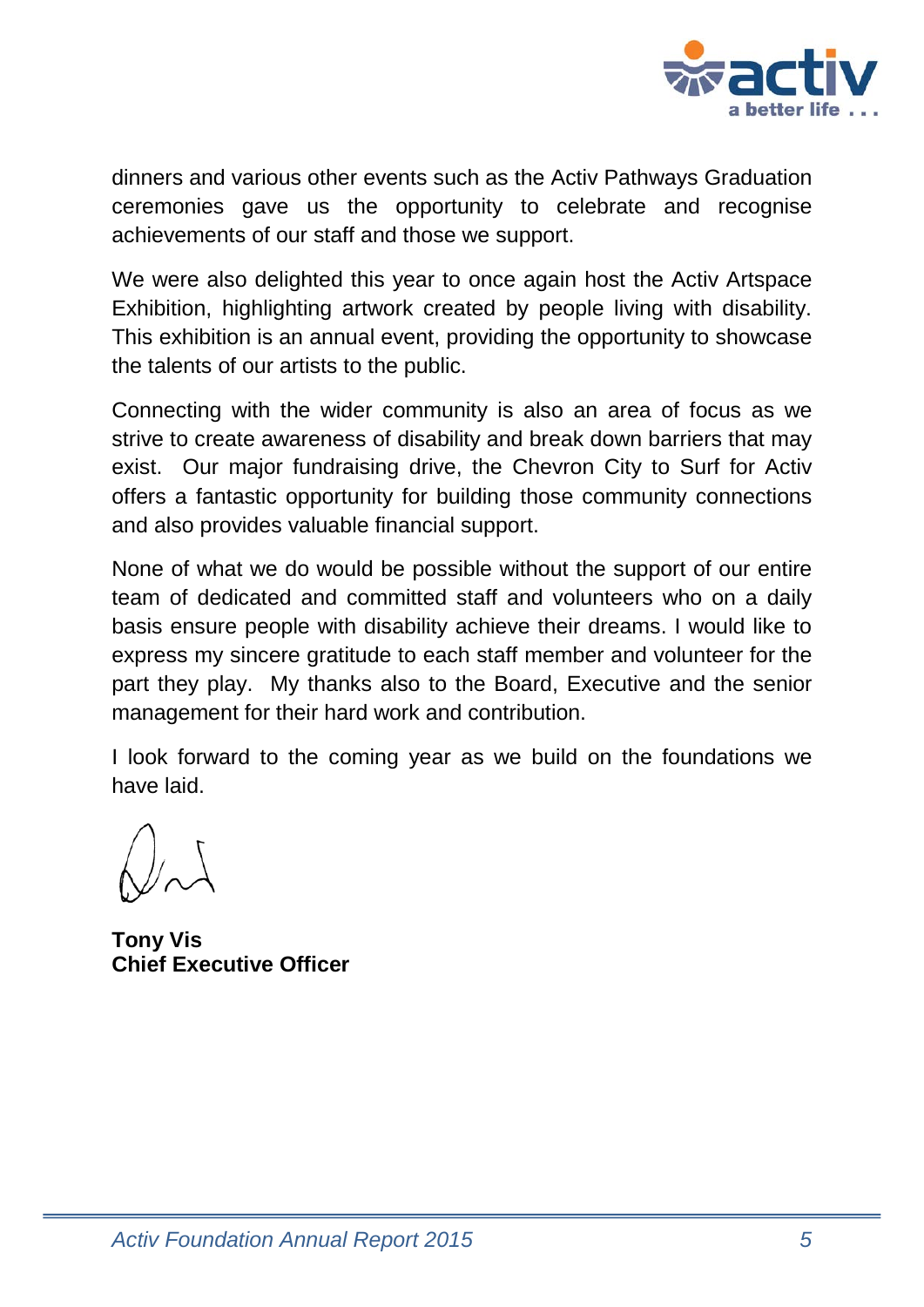dinners and various other events such as the Activ Pathways Graduation ceremonies gave us the opportunity to celebrate and recognise achievements of our staff and those we support.

We were also delighted this year to once again host the Activ Artspace Exhibition, highlighting artwork created by people living with disability. This exhibition is an annual event, providing the opportunity to showcase the talents of our artists to the public.

Connecting with the wider community is also an area of focus as we strive to create awareness of disability and break down barriers that may exist. Our major fundraising drive, the Chevron City to Surf for Activ offers a fantastic opportunity for building those community connections and also provides valuable financial support.

None of what we do would be possible without the support of our entire team of dedicated and committed staff and volunteers who on a daily basis ensure people with disability achieve their dreams. I would like to express my sincere gratitude to each staff member and volunteer for the part they play. My thanks also to the Board, Executive and the senior management for their hard work and contribution.

I look forward to the coming year as we build on the foundations we have laid.

**Tony Vis**
**Chief Executive Officer**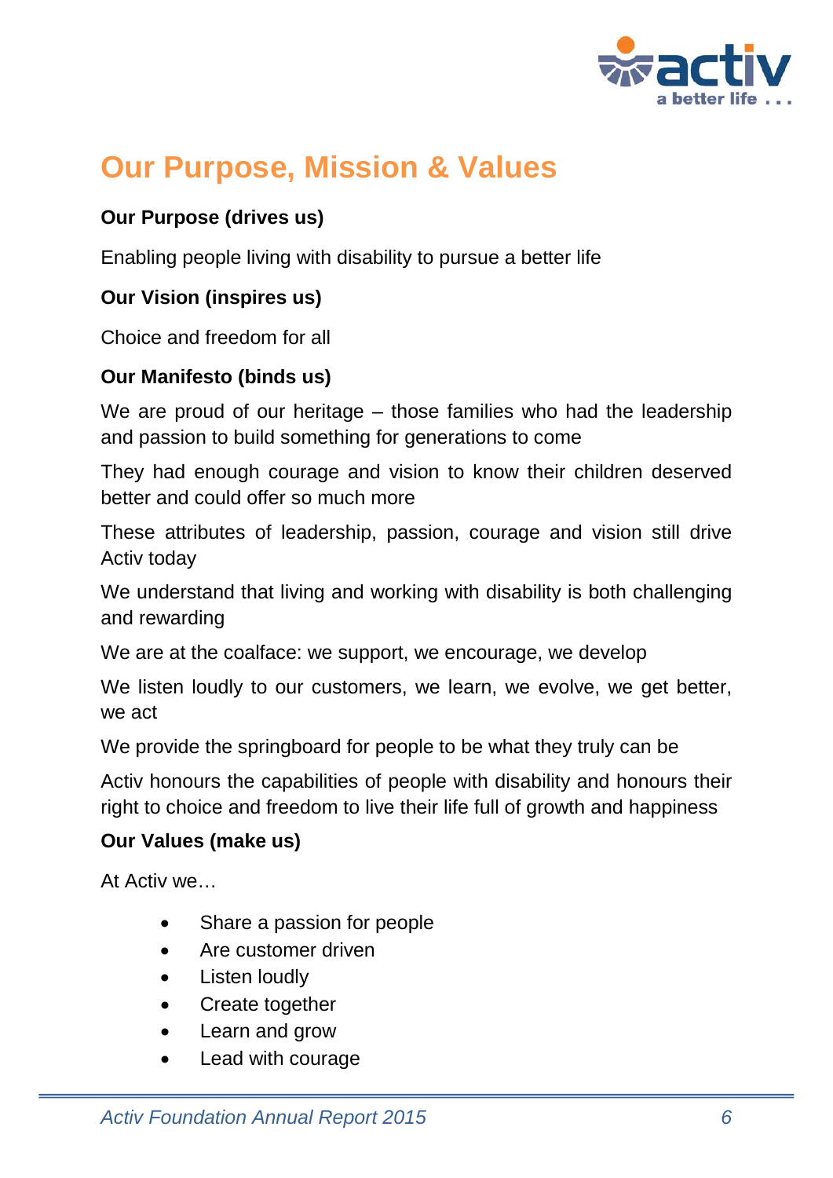# Our Purpose, Mission & Values

**Our Purpose (drives us)**

Enabling people living with disability to pursue a better life

**Our Vision (inspires us)**

Choice and freedom for all

**Our Manifesto (binds us)**

We are proud of our heritage – those families who had the leadership and passion to build something for generations to come

They had enough courage and vision to know their children deserved better and could offer so much more

These attributes of leadership, passion, courage and vision still drive Activ today

We understand that living and working with disability is both challenging and rewarding

We are at the coalface: we support, we encourage, we develop

We listen loudly to our customers, we learn, we evolve, we get better, we act

We provide the springboard for people to be what they truly can be

Activ honours the capabilities of people with disability and honours their right to choice and freedom to live their life full of growth and happiness

**Our Values (make us)**

At Activ we…

- Share a passion for people
- Are customer driven
- Listen loudly
- Create together
- Learn and grow
- Lead with courage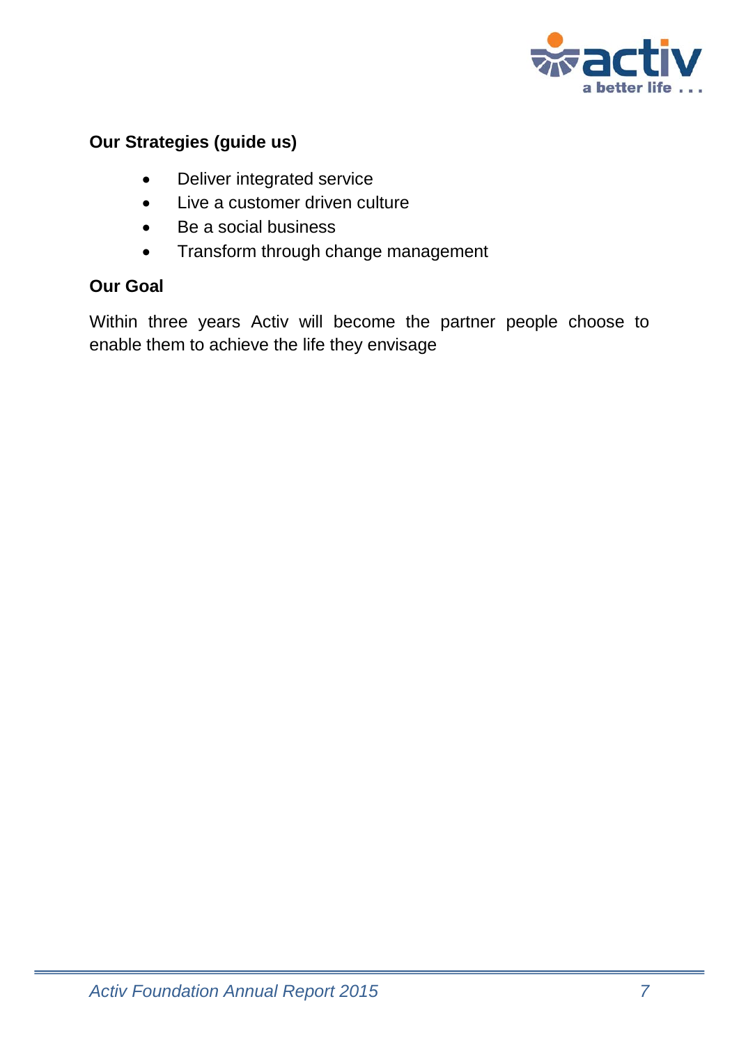**Our Strategies (guide us)**

- Deliver integrated service
- Live a customer driven culture
- Be a social business
- Transform through change management

**Our Goal**

Within three years Activ will become the partner people choose to enable them to achieve the life they envisage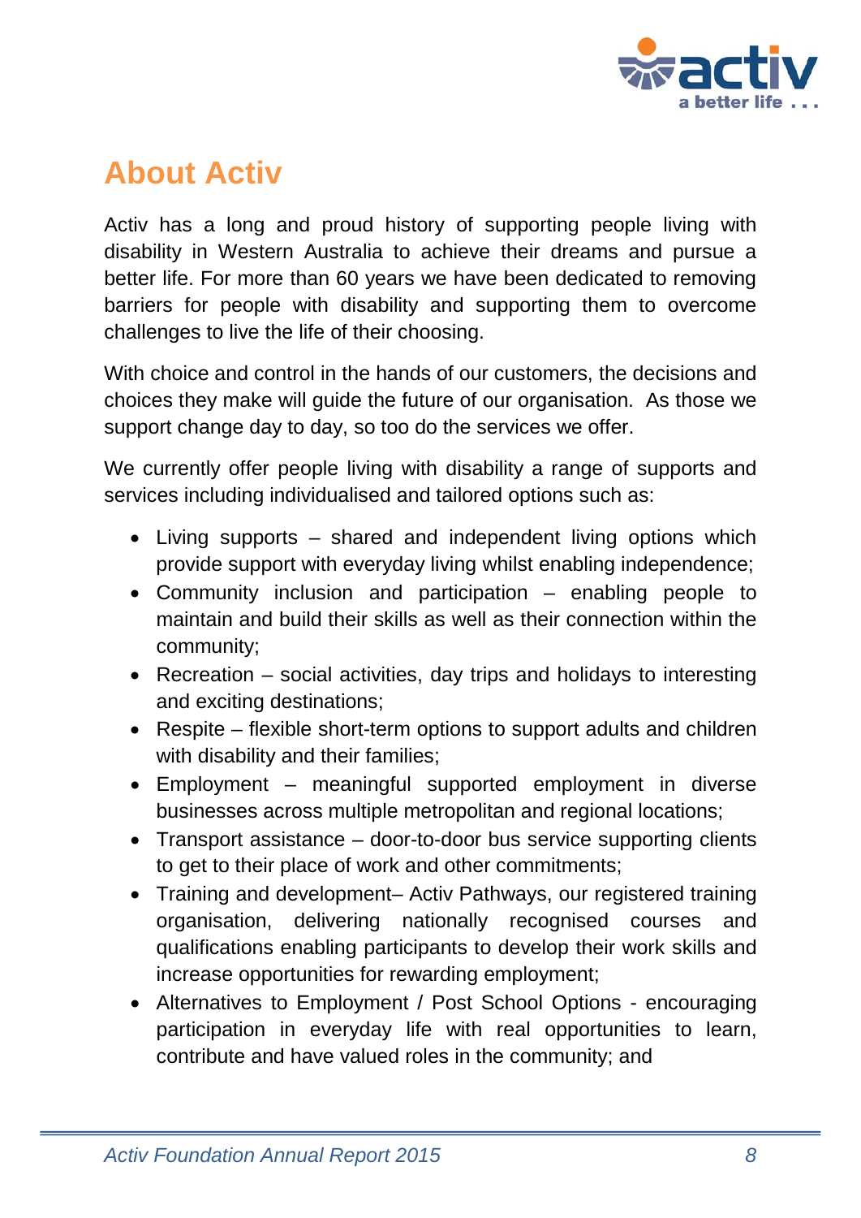# About Activ

Activ has a long and proud history of supporting people living with disability in Western Australia to achieve their dreams and pursue a better life. For more than 60 years we have been dedicated to removing barriers for people with disability and supporting them to overcome challenges to live the life of their choosing.

With choice and control in the hands of our customers, the decisions and choices they make will guide the future of our organisation. As those we support change day to day, so too do the services we offer.

We currently offer people living with disability a range of supports and services including individualised and tailored options such as:

- Living supports – shared and independent living options which provide support with everyday living whilst enabling independence;
- Community inclusion and participation – enabling people to maintain and build their skills as well as their connection within the community;
- Recreation – social activities, day trips and holidays to interesting and exciting destinations;
- Respite – flexible short-term options to support adults and children with disability and their families;
- Employment – meaningful supported employment in diverse businesses across multiple metropolitan and regional locations;
- Transport assistance – door-to-door bus service supporting clients to get to their place of work and other commitments;
- Training and development– Activ Pathways, our registered training organisation, delivering nationally recognised courses and qualifications enabling participants to develop their work skills and increase opportunities for rewarding employment;
- Alternatives to Employment / Post School Options - encouraging participation in everyday life with real opportunities to learn, contribute and have valued roles in the community; and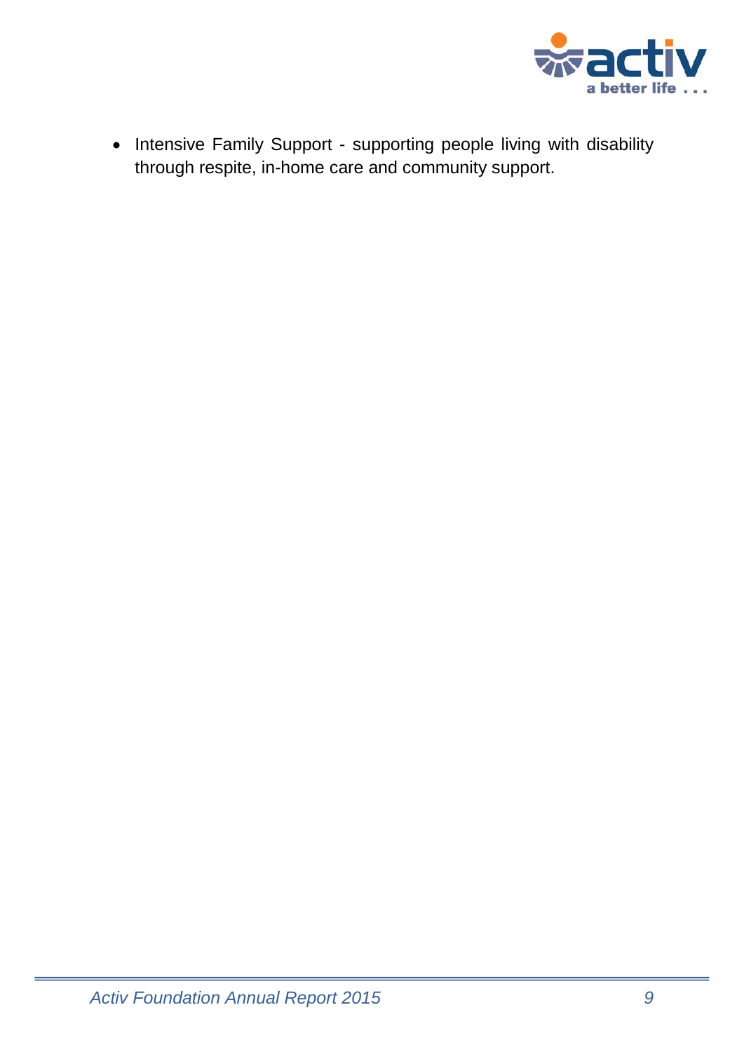- Intensive Family Support - supporting people living with disability through respite, in-home care and community support.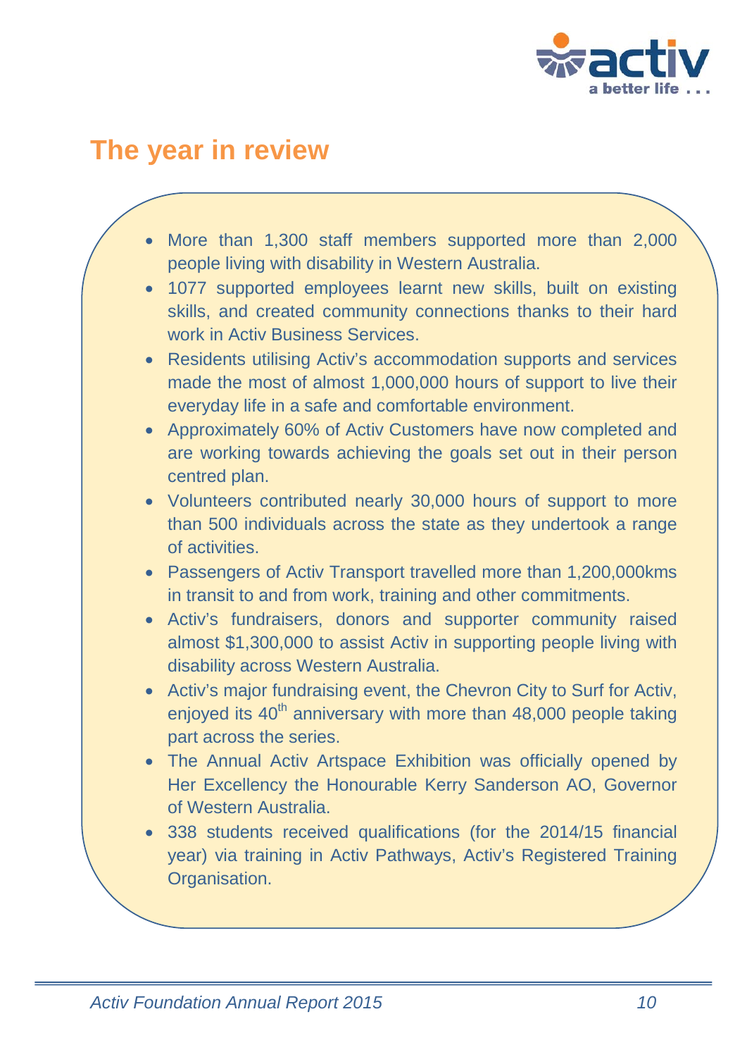# The year in review

- More than 1,300 staff members supported more than 2,000 people living with disability in Western Australia.
- 1077 supported employees learnt new skills, built on existing skills, and created community connections thanks to their hard work in Activ Business Services.
- Residents utilising Activ's accommodation supports and services made the most of almost 1,000,000 hours of support to live their everyday life in a safe and comfortable environment.
- Approximately 60% of Activ Customers have now completed and are working towards achieving the goals set out in their person centred plan.
- Volunteers contributed nearly 30,000 hours of support to more than 500 individuals across the state as they undertook a range of activities.
- Passengers of Activ Transport travelled more than 1,200,000kms in transit to and from work, training and other commitments.
- Activ's fundraisers, donors and supporter community raised almost $1,300,000 to assist Activ in supporting people living with disability across Western Australia.
- Activ's major fundraising event, the Chevron City to Surf for Activ, enjoyed its 40th anniversary with more than 48,000 people taking part across the series.
- The Annual Activ Artspace Exhibition was officially opened by Her Excellency the Honourable Kerry Sanderson AO, Governor of Western Australia.
- 338 students received qualifications (for the 2014/15 financial year) via training in Activ Pathways, Activ's Registered Training Organisation.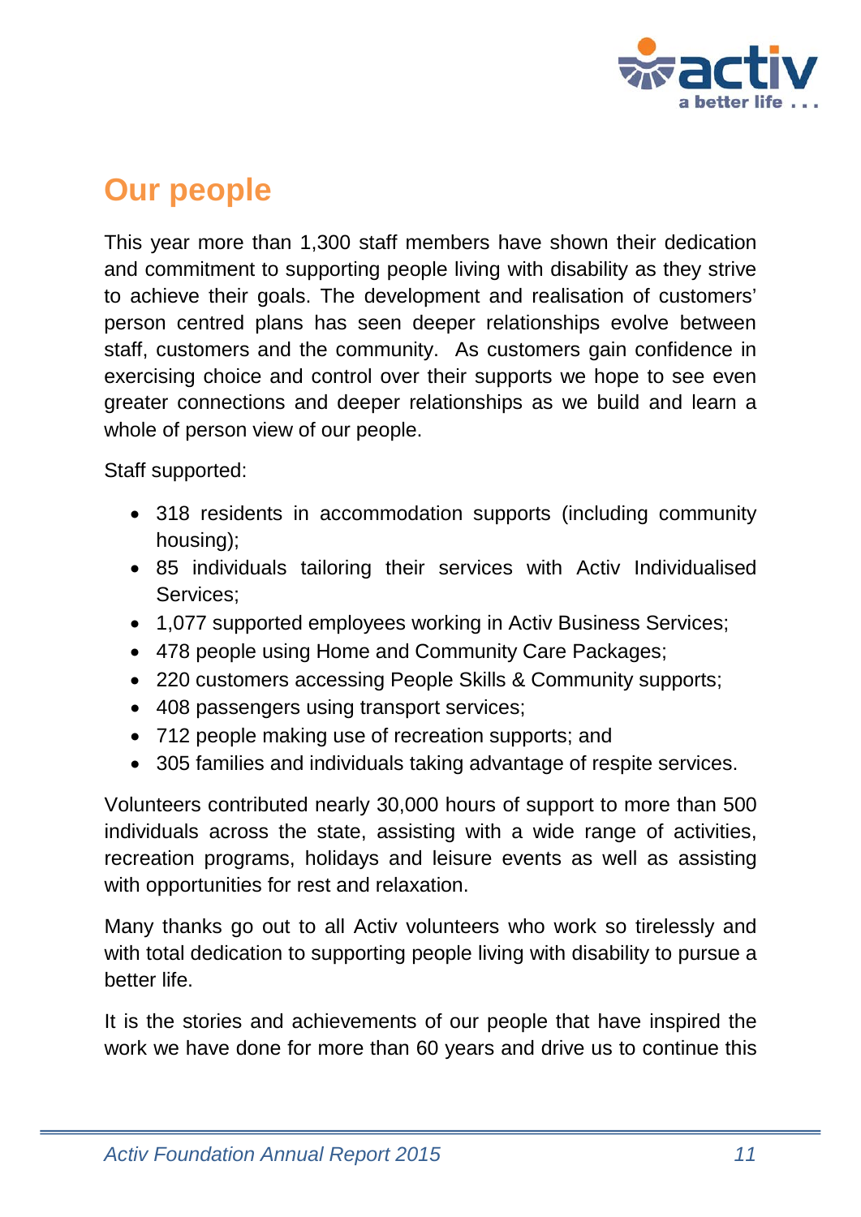## Our people

This year more than 1,300 staff members have shown their dedication and commitment to supporting people living with disability as they strive to achieve their goals. The development and realisation of customers' person centred plans has seen deeper relationships evolve between staff, customers and the community. As customers gain confidence in exercising choice and control over their supports we hope to see even greater connections and deeper relationships as we build and learn a whole of person view of our people.

Staff supported:

- 318 residents in accommodation supports (including community housing);
- 85 individuals tailoring their services with Activ Individualised Services;
- 1,077 supported employees working in Activ Business Services;
- 478 people using Home and Community Care Packages;
- 220 customers accessing People Skills & Community supports;
- 408 passengers using transport services;
- 712 people making use of recreation supports; and
- 305 families and individuals taking advantage of respite services.

Volunteers contributed nearly 30,000 hours of support to more than 500 individuals across the state, assisting with a wide range of activities, recreation programs, holidays and leisure events as well as assisting with opportunities for rest and relaxation.

Many thanks go out to all Activ volunteers who work so tirelessly and with total dedication to supporting people living with disability to pursue a better life.

It is the stories and achievements of our people that have inspired the work we have done for more than 60 years and drive us to continue this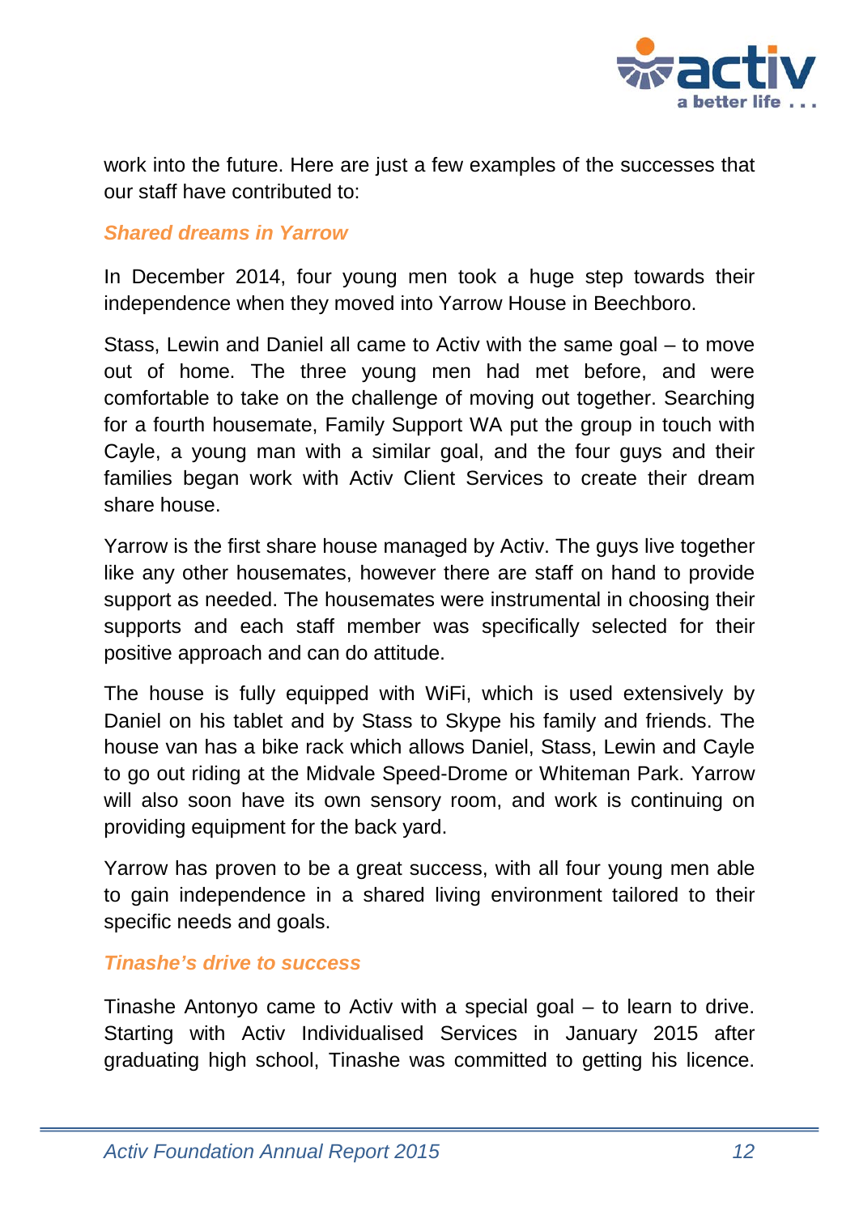work into the future. Here are just a few examples of the successes that our staff have contributed to:

### *Shared dreams in Yarrow*

In December 2014, four young men took a huge step towards their independence when they moved into Yarrow House in Beechboro.

Stass, Lewin and Daniel all came to Activ with the same goal – to move out of home. The three young men had met before, and were comfortable to take on the challenge of moving out together. Searching for a fourth housemate, Family Support WA put the group in touch with Cayle, a young man with a similar goal, and the four guys and their families began work with Activ Client Services to create their dream share house.

Yarrow is the first share house managed by Activ. The guys live together like any other housemates, however there are staff on hand to provide support as needed. The housemates were instrumental in choosing their supports and each staff member was specifically selected for their positive approach and can do attitude.

The house is fully equipped with WiFi, which is used extensively by Daniel on his tablet and by Stass to Skype his family and friends. The house van has a bike rack which allows Daniel, Stass, Lewin and Cayle to go out riding at the Midvale Speed-Drome or Whiteman Park. Yarrow will also soon have its own sensory room, and work is continuing on providing equipment for the back yard.

Yarrow has proven to be a great success, with all four young men able to gain independence in a shared living environment tailored to their specific needs and goals.

### *Tinashe's drive to success*

Tinashe Antonyo came to Activ with a special goal – to learn to drive. Starting with Activ Individualised Services in January 2015 after graduating high school, Tinashe was committed to getting his licence.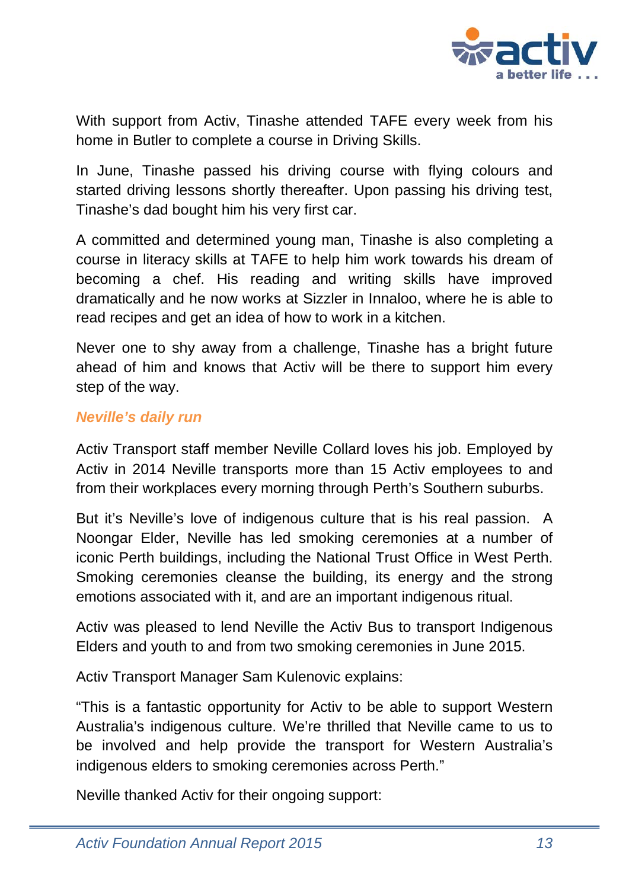With support from Activ, Tinashe attended TAFE every week from his home in Butler to complete a course in Driving Skills.

In June, Tinashe passed his driving course with flying colours and started driving lessons shortly thereafter. Upon passing his driving test, Tinashe's dad bought him his very first car.

A committed and determined young man, Tinashe is also completing a course in literacy skills at TAFE to help him work towards his dream of becoming a chef. His reading and writing skills have improved dramatically and he now works at Sizzler in Innaloo, where he is able to read recipes and get an idea of how to work in a kitchen.

Never one to shy away from a challenge, Tinashe has a bright future ahead of him and knows that Activ will be there to support him every step of the way.

### *Neville's daily run*

Activ Transport staff member Neville Collard loves his job. Employed by Activ in 2014 Neville transports more than 15 Activ employees to and from their workplaces every morning through Perth's Southern suburbs.

But it's Neville's love of indigenous culture that is his real passion. A Noongar Elder, Neville has led smoking ceremonies at a number of iconic Perth buildings, including the National Trust Office in West Perth. Smoking ceremonies cleanse the building, its energy and the strong emotions associated with it, and are an important indigenous ritual.

Activ was pleased to lend Neville the Activ Bus to transport Indigenous Elders and youth to and from two smoking ceremonies in June 2015.

Activ Transport Manager Sam Kulenovic explains:

"This is a fantastic opportunity for Activ to be able to support Western Australia's indigenous culture. We're thrilled that Neville came to us to be involved and help provide the transport for Western Australia's indigenous elders to smoking ceremonies across Perth."

Neville thanked Activ for their ongoing support: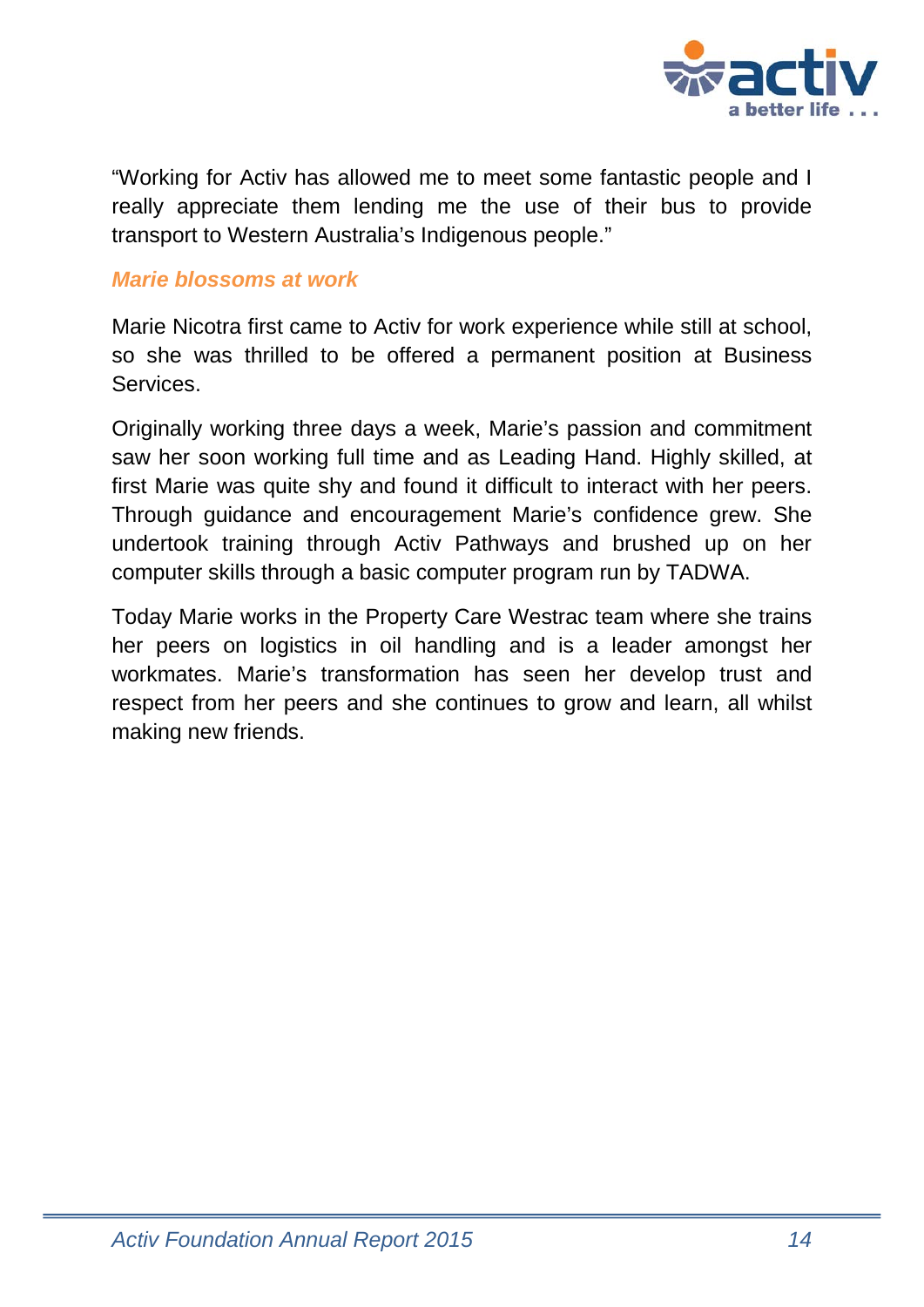"Working for Activ has allowed me to meet some fantastic people and I really appreciate them lending me the use of their bus to provide transport to Western Australia's Indigenous people."

### *Marie blossoms at work*

Marie Nicotra first came to Activ for work experience while still at school, so she was thrilled to be offered a permanent position at Business Services.

Originally working three days a week, Marie's passion and commitment saw her soon working full time and as Leading Hand. Highly skilled, at first Marie was quite shy and found it difficult to interact with her peers. Through guidance and encouragement Marie's confidence grew. She undertook training through Activ Pathways and brushed up on her computer skills through a basic computer program run by TADWA.

Today Marie works in the Property Care Westrac team where she trains her peers on logistics in oil handling and is a leader amongst her workmates. Marie's transformation has seen her develop trust and respect from her peers and she continues to grow and learn, all whilst making new friends.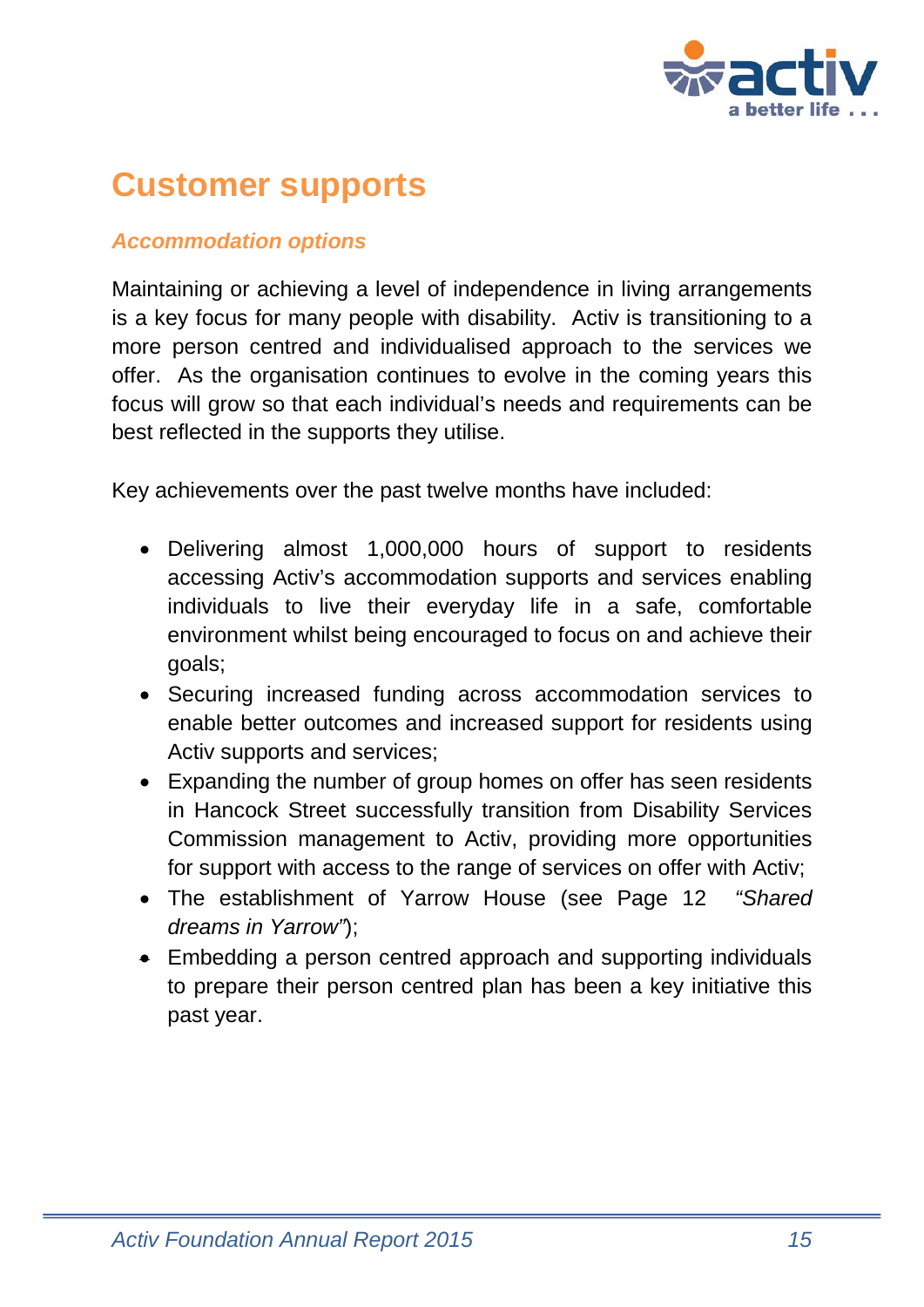# Customer supports

### *Accommodation options*

Maintaining or achieving a level of independence in living arrangements is a key focus for many people with disability. Activ is transitioning to a more person centred and individualised approach to the services we offer. As the organisation continues to evolve in the coming years this focus will grow so that each individual's needs and requirements can be best reflected in the supports they utilise.

Key achievements over the past twelve months have included:

- Delivering almost 1,000,000 hours of support to residents accessing Activ's accommodation supports and services enabling individuals to live their everyday life in a safe, comfortable environment whilst being encouraged to focus on and achieve their goals;
- Securing increased funding across accommodation services to enable better outcomes and increased support for residents using Activ supports and services;
- Expanding the number of group homes on offer has seen residents in Hancock Street successfully transition from Disability Services Commission management to Activ, providing more opportunities for support with access to the range of services on offer with Activ;
- The establishment of Yarrow House (see Page 12 *"Shared dreams in Yarrow"*);
- Embedding a person centred approach and supporting individuals to prepare their person centred plan has been a key initiative this past year.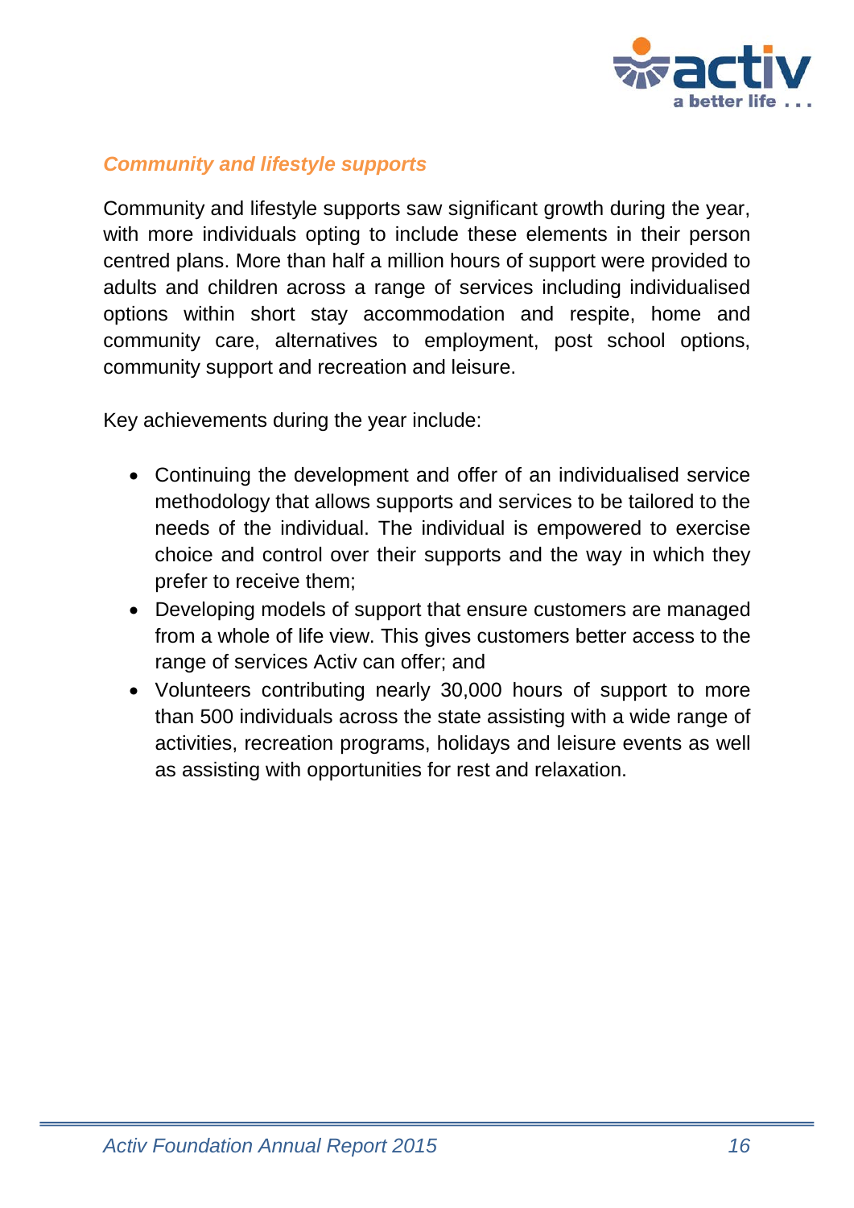### *Community and lifestyle supports*

Community and lifestyle supports saw significant growth during the year, with more individuals opting to include these elements in their person centred plans. More than half a million hours of support were provided to adults and children across a range of services including individualised options within short stay accommodation and respite, home and community care, alternatives to employment, post school options, community support and recreation and leisure.

Key achievements during the year include:

- Continuing the development and offer of an individualised service methodology that allows supports and services to be tailored to the needs of the individual. The individual is empowered to exercise choice and control over their supports and the way in which they prefer to receive them;
- Developing models of support that ensure customers are managed from a whole of life view. This gives customers better access to the range of services Activ can offer; and
- Volunteers contributing nearly 30,000 hours of support to more than 500 individuals across the state assisting with a wide range of activities, recreation programs, holidays and leisure events as well as assisting with opportunities for rest and relaxation.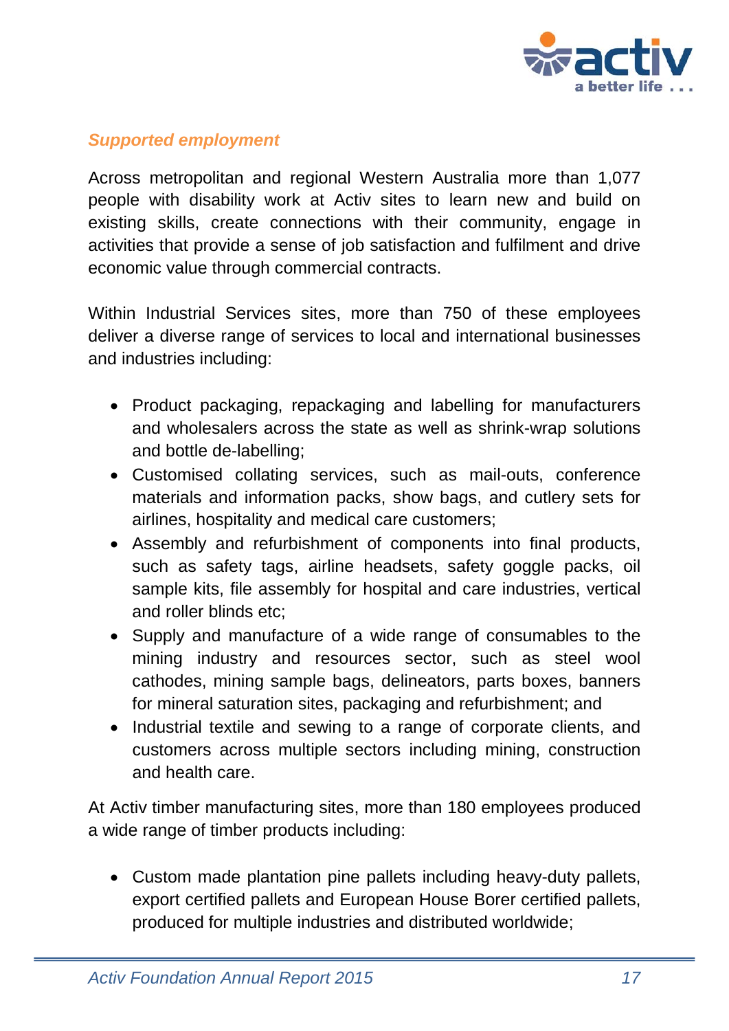### *Supported employment*

Across metropolitan and regional Western Australia more than 1,077 people with disability work at Activ sites to learn new and build on existing skills, create connections with their community, engage in activities that provide a sense of job satisfaction and fulfilment and drive economic value through commercial contracts.

Within Industrial Services sites, more than 750 of these employees deliver a diverse range of services to local and international businesses and industries including:

- Product packaging, repackaging and labelling for manufacturers and wholesalers across the state as well as shrink-wrap solutions and bottle de-labelling;
- Customised collating services, such as mail-outs, conference materials and information packs, show bags, and cutlery sets for airlines, hospitality and medical care customers;
- Assembly and refurbishment of components into final products, such as safety tags, airline headsets, safety goggle packs, oil sample kits, file assembly for hospital and care industries, vertical and roller blinds etc;
- Supply and manufacture of a wide range of consumables to the mining industry and resources sector, such as steel wool cathodes, mining sample bags, delineators, parts boxes, banners for mineral saturation sites, packaging and refurbishment; and
- Industrial textile and sewing to a range of corporate clients, and customers across multiple sectors including mining, construction and health care.

At Activ timber manufacturing sites, more than 180 employees produced a wide range of timber products including:

- Custom made plantation pine pallets including heavy-duty pallets, export certified pallets and European House Borer certified pallets, produced for multiple industries and distributed worldwide;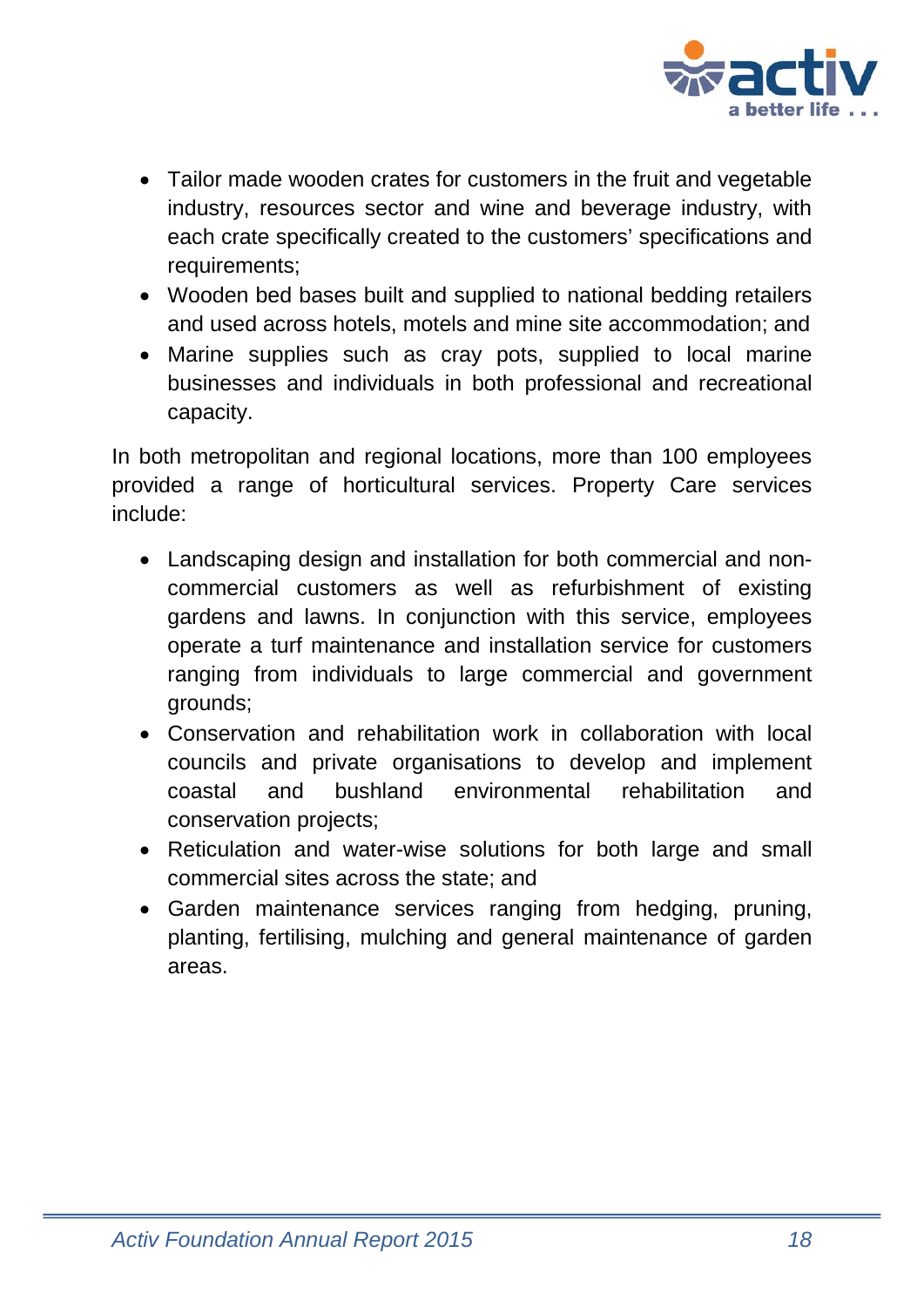- Tailor made wooden crates for customers in the fruit and vegetable industry, resources sector and wine and beverage industry, with each crate specifically created to the customers' specifications and requirements;
- Wooden bed bases built and supplied to national bedding retailers and used across hotels, motels and mine site accommodation; and
- Marine supplies such as cray pots, supplied to local marine businesses and individuals in both professional and recreational capacity.

In both metropolitan and regional locations, more than 100 employees provided a range of horticultural services. Property Care services include:

- Landscaping design and installation for both commercial and non-commercial customers as well as refurbishment of existing gardens and lawns. In conjunction with this service, employees operate a turf maintenance and installation service for customers ranging from individuals to large commercial and government grounds;
- Conservation and rehabilitation work in collaboration with local councils and private organisations to develop and implement coastal and bushland environmental rehabilitation and conservation projects;
- Reticulation and water-wise solutions for both large and small commercial sites across the state; and
- Garden maintenance services ranging from hedging, pruning, planting, fertilising, mulching and general maintenance of garden areas.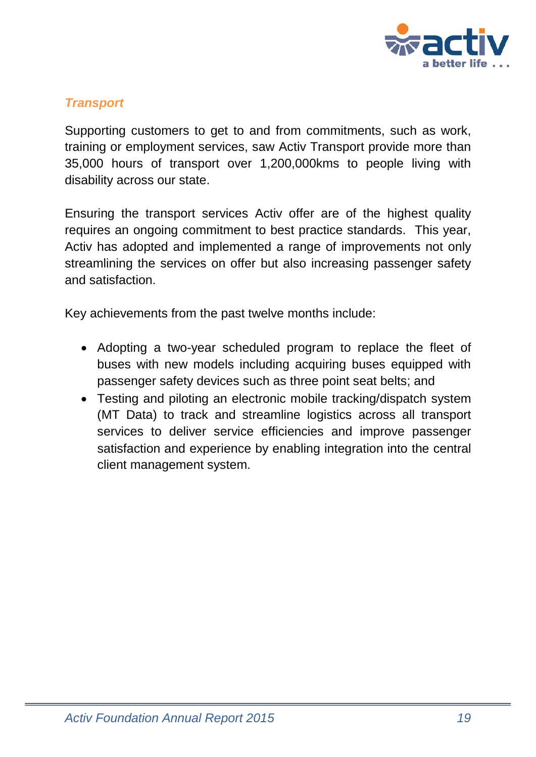## *Transport*

Supporting customers to get to and from commitments, such as work, training or employment services, saw Activ Transport provide more than 35,000 hours of transport over 1,200,000kms to people living with disability across our state.

Ensuring the transport services Activ offer are of the highest quality requires an ongoing commitment to best practice standards. This year, Activ has adopted and implemented a range of improvements not only streamlining the services on offer but also increasing passenger safety and satisfaction.

Key achievements from the past twelve months include:

- Adopting a two-year scheduled program to replace the fleet of buses with new models including acquiring buses equipped with passenger safety devices such as three point seat belts; and
- Testing and piloting an electronic mobile tracking/dispatch system (MT Data) to track and streamline logistics across all transport services to deliver service efficiencies and improve passenger satisfaction and experience by enabling integration into the central client management system.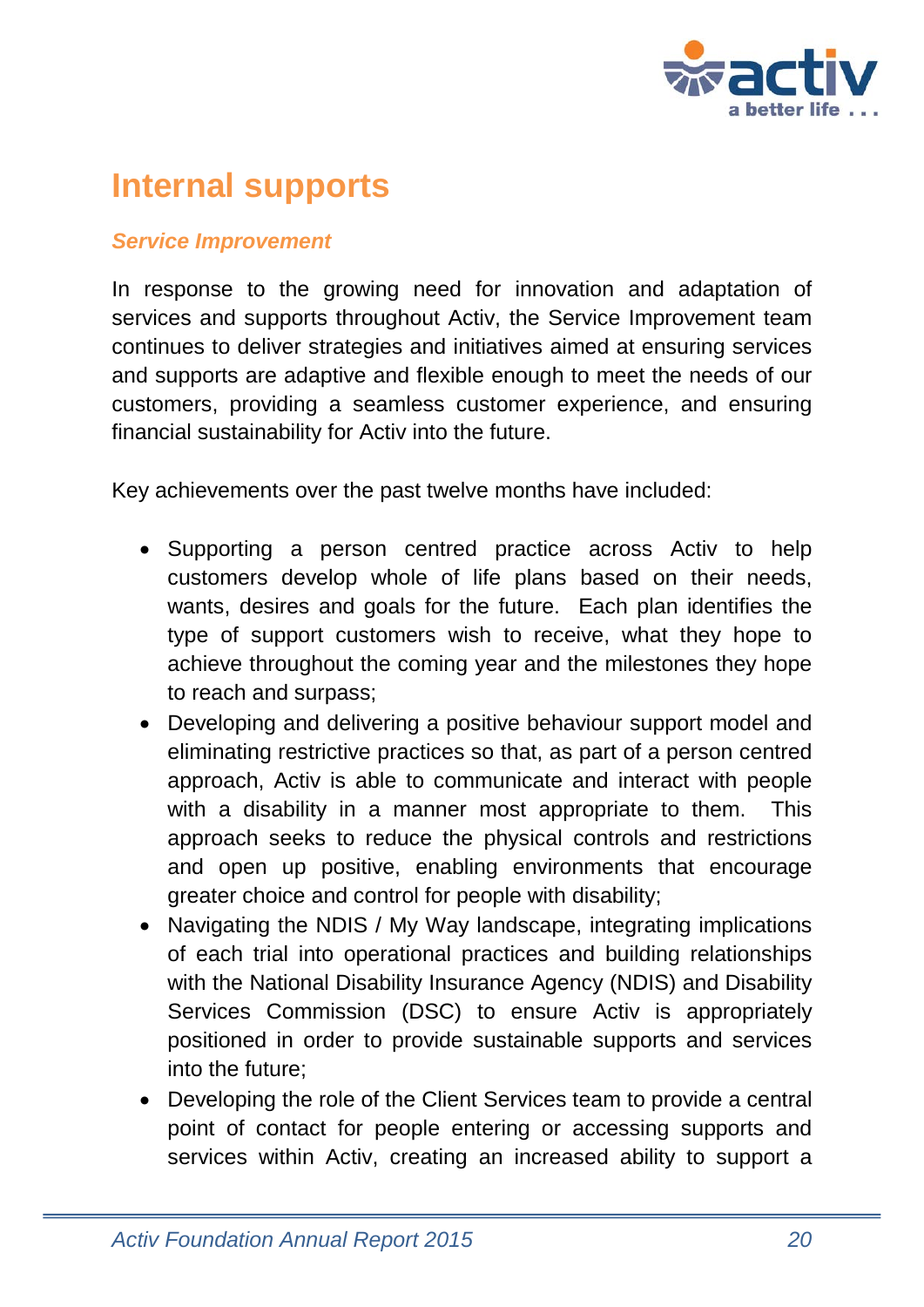# Internal supports

### *Service Improvement*

In response to the growing need for innovation and adaptation of services and supports throughout Activ, the Service Improvement team continues to deliver strategies and initiatives aimed at ensuring services and supports are adaptive and flexible enough to meet the needs of our customers, providing a seamless customer experience, and ensuring financial sustainability for Activ into the future.

Key achievements over the past twelve months have included:

- Supporting a person centred practice across Activ to help customers develop whole of life plans based on their needs, wants, desires and goals for the future. Each plan identifies the type of support customers wish to receive, what they hope to achieve throughout the coming year and the milestones they hope to reach and surpass;
- Developing and delivering a positive behaviour support model and eliminating restrictive practices so that, as part of a person centred approach, Activ is able to communicate and interact with people with a disability in a manner most appropriate to them. This approach seeks to reduce the physical controls and restrictions and open up positive, enabling environments that encourage greater choice and control for people with disability;
- Navigating the NDIS / My Way landscape, integrating implications of each trial into operational practices and building relationships with the National Disability Insurance Agency (NDIS) and Disability Services Commission (DSC) to ensure Activ is appropriately positioned in order to provide sustainable supports and services into the future;
- Developing the role of the Client Services team to provide a central point of contact for people entering or accessing supports and services within Activ, creating an increased ability to support a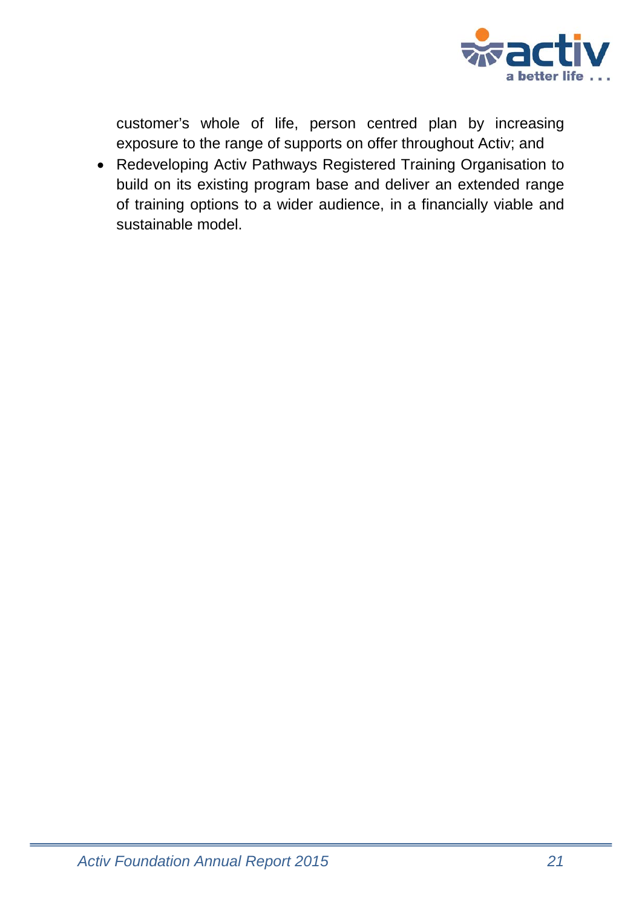customer's whole of life, person centred plan by increasing exposure to the range of supports on offer throughout Activ; and

- Redeveloping Activ Pathways Registered Training Organisation to build on its existing program base and deliver an extended range of training options to a wider audience, in a financially viable and sustainable model.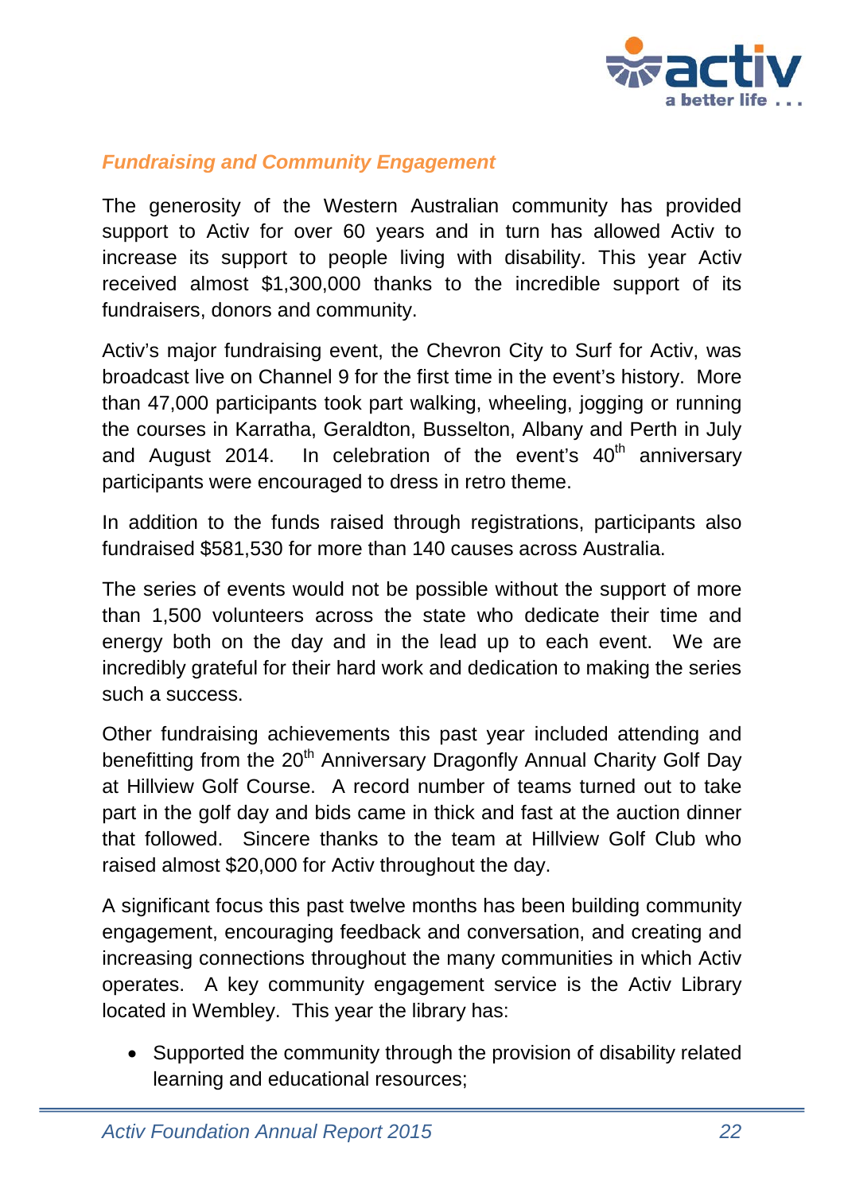## *Fundraising and Community Engagement*

The generosity of the Western Australian community has provided support to Activ for over 60 years and in turn has allowed Activ to increase its support to people living with disability. This year Activ received almost $1,300,000 thanks to the incredible support of its fundraisers, donors and community.

Activ's major fundraising event, the Chevron City to Surf for Activ, was broadcast live on Channel 9 for the first time in the event's history. More than 47,000 participants took part walking, wheeling, jogging or running the courses in Karratha, Geraldton, Busselton, Albany and Perth in July and August 2014. In celebration of the event's 40th anniversary participants were encouraged to dress in retro theme.

In addition to the funds raised through registrations, participants also fundraised $581,530 for more than 140 causes across Australia.

The series of events would not be possible without the support of more than 1,500 volunteers across the state who dedicate their time and energy both on the day and in the lead up to each event. We are incredibly grateful for their hard work and dedication to making the series such a success.

Other fundraising achievements this past year included attending and benefitting from the 20th Anniversary Dragonfly Annual Charity Golf Day at Hillview Golf Course. A record number of teams turned out to take part in the golf day and bids came in thick and fast at the auction dinner that followed. Sincere thanks to the team at Hillview Golf Club who raised almost $20,000 for Activ throughout the day.

A significant focus this past twelve months has been building community engagement, encouraging feedback and conversation, and creating and increasing connections throughout the many communities in which Activ operates. A key community engagement service is the Activ Library located in Wembley. This year the library has:

- Supported the community through the provision of disability related learning and educational resources;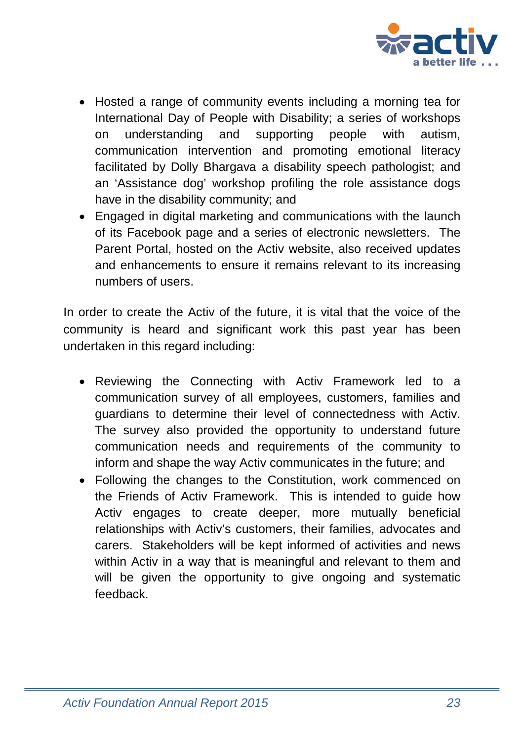- Hosted a range of community events including a morning tea for International Day of People with Disability; a series of workshops on understanding and supporting people with autism, communication intervention and promoting emotional literacy facilitated by Dolly Bhargava a disability speech pathologist; and an 'Assistance dog' workshop profiling the role assistance dogs have in the disability community; and
- Engaged in digital marketing and communications with the launch of its Facebook page and a series of electronic newsletters. The Parent Portal, hosted on the Activ website, also received updates and enhancements to ensure it remains relevant to its increasing numbers of users.

In order to create the Activ of the future, it is vital that the voice of the community is heard and significant work this past year has been undertaken in this regard including:

- Reviewing the Connecting with Activ Framework led to a communication survey of all employees, customers, families and guardians to determine their level of connectedness with Activ. The survey also provided the opportunity to understand future communication needs and requirements of the community to inform and shape the way Activ communicates in the future; and
- Following the changes to the Constitution, work commenced on the Friends of Activ Framework. This is intended to guide how Activ engages to create deeper, more mutually beneficial relationships with Activ's customers, their families, advocates and carers. Stakeholders will be kept informed of activities and news within Activ in a way that is meaningful and relevant to them and will be given the opportunity to give ongoing and systematic feedback.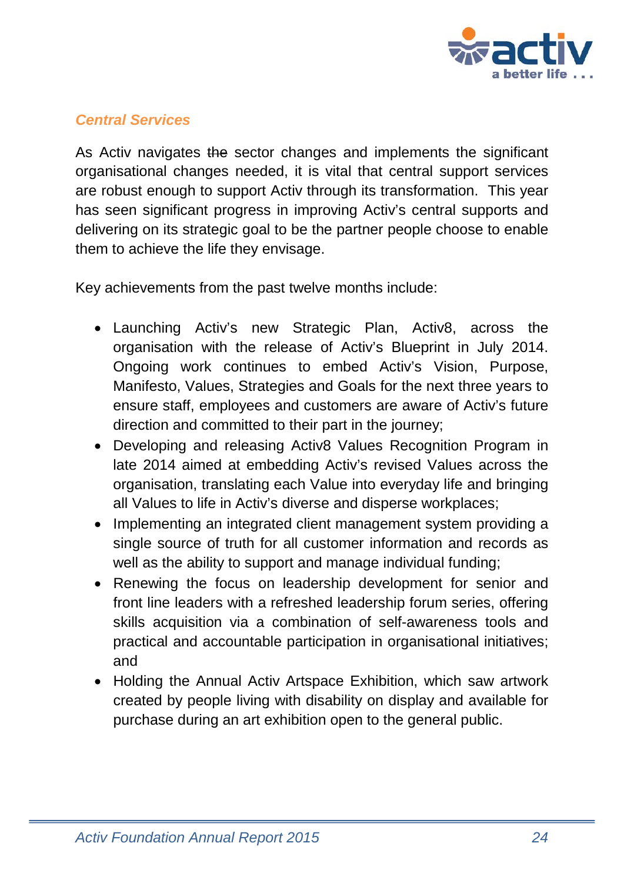## *Central Services*

As Activ navigates ~~the~~ sector changes and implements the significant organisational changes needed, it is vital that central support services are robust enough to support Activ through its transformation. This year has seen significant progress in improving Activ's central supports and delivering on its strategic goal to be the partner people choose to enable them to achieve the life they envisage.

Key achievements from the past twelve months include:

- Launching Activ's new Strategic Plan, Activ8, across the organisation with the release of Activ's Blueprint in July 2014. Ongoing work continues to embed Activ's Vision, Purpose, Manifesto, Values, Strategies and Goals for the next three years to ensure staff, employees and customers are aware of Activ's future direction and committed to their part in the journey;
- Developing and releasing Activ8 Values Recognition Program in late 2014 aimed at embedding Activ's revised Values across the organisation, translating each Value into everyday life and bringing all Values to life in Activ's diverse and disperse workplaces;
- Implementing an integrated client management system providing a single source of truth for all customer information and records as well as the ability to support and manage individual funding;
- Renewing the focus on leadership development for senior and front line leaders with a refreshed leadership forum series, offering skills acquisition via a combination of self-awareness tools and practical and accountable participation in organisational initiatives; and
- Holding the Annual Activ Artspace Exhibition, which saw artwork created by people living with disability on display and available for purchase during an art exhibition open to the general public.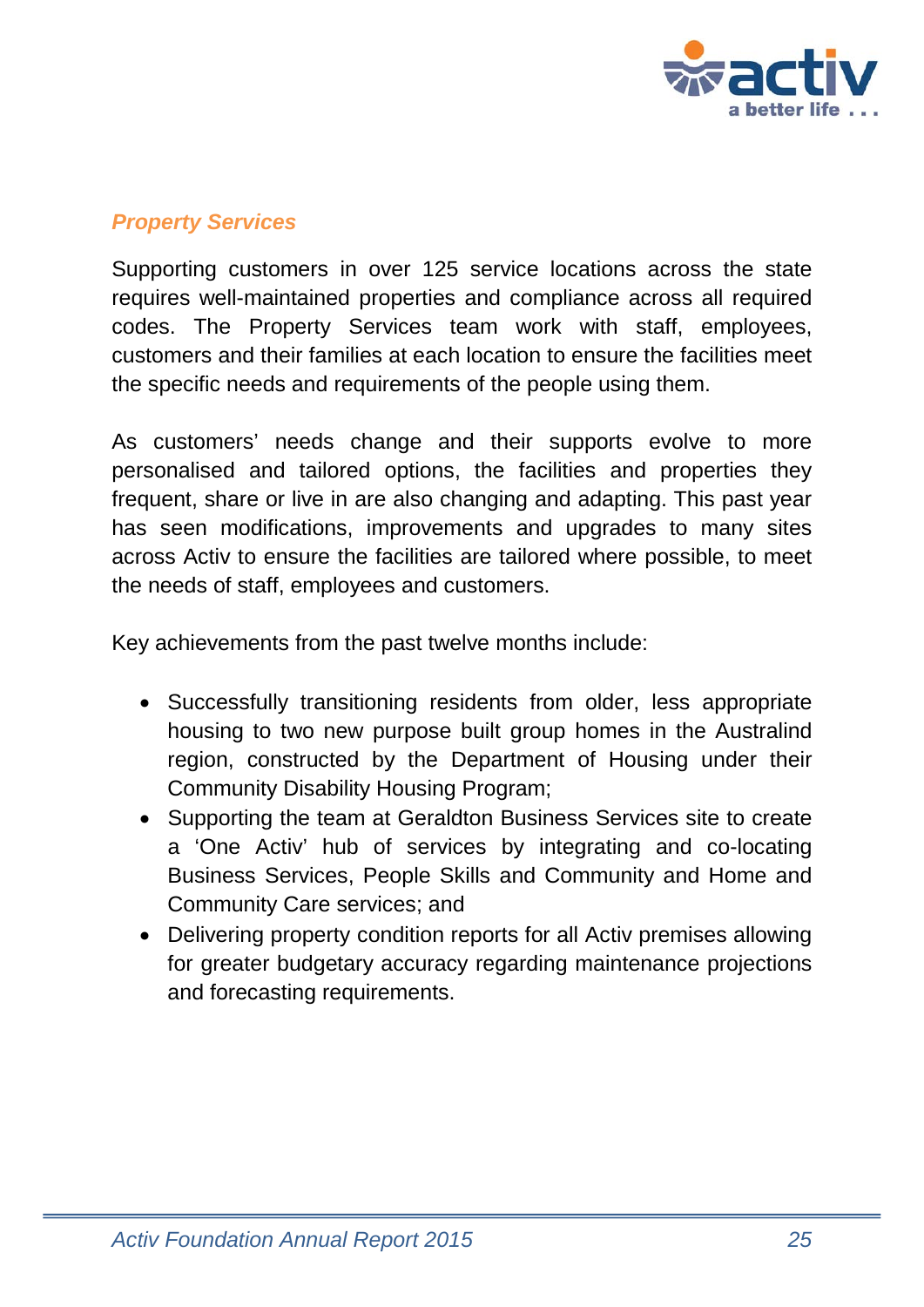## *Property Services*

Supporting customers in over 125 service locations across the state requires well-maintained properties and compliance across all required codes. The Property Services team work with staff, employees, customers and their families at each location to ensure the facilities meet the specific needs and requirements of the people using them.

As customers' needs change and their supports evolve to more personalised and tailored options, the facilities and properties they frequent, share or live in are also changing and adapting. This past year has seen modifications, improvements and upgrades to many sites across Activ to ensure the facilities are tailored where possible, to meet the needs of staff, employees and customers.

Key achievements from the past twelve months include:

- Successfully transitioning residents from older, less appropriate housing to two new purpose built group homes in the Australind region, constructed by the Department of Housing under their Community Disability Housing Program;
- Supporting the team at Geraldton Business Services site to create a 'One Activ' hub of services by integrating and co-locating Business Services, People Skills and Community and Home and Community Care services; and
- Delivering property condition reports for all Activ premises allowing for greater budgetary accuracy regarding maintenance projections and forecasting requirements.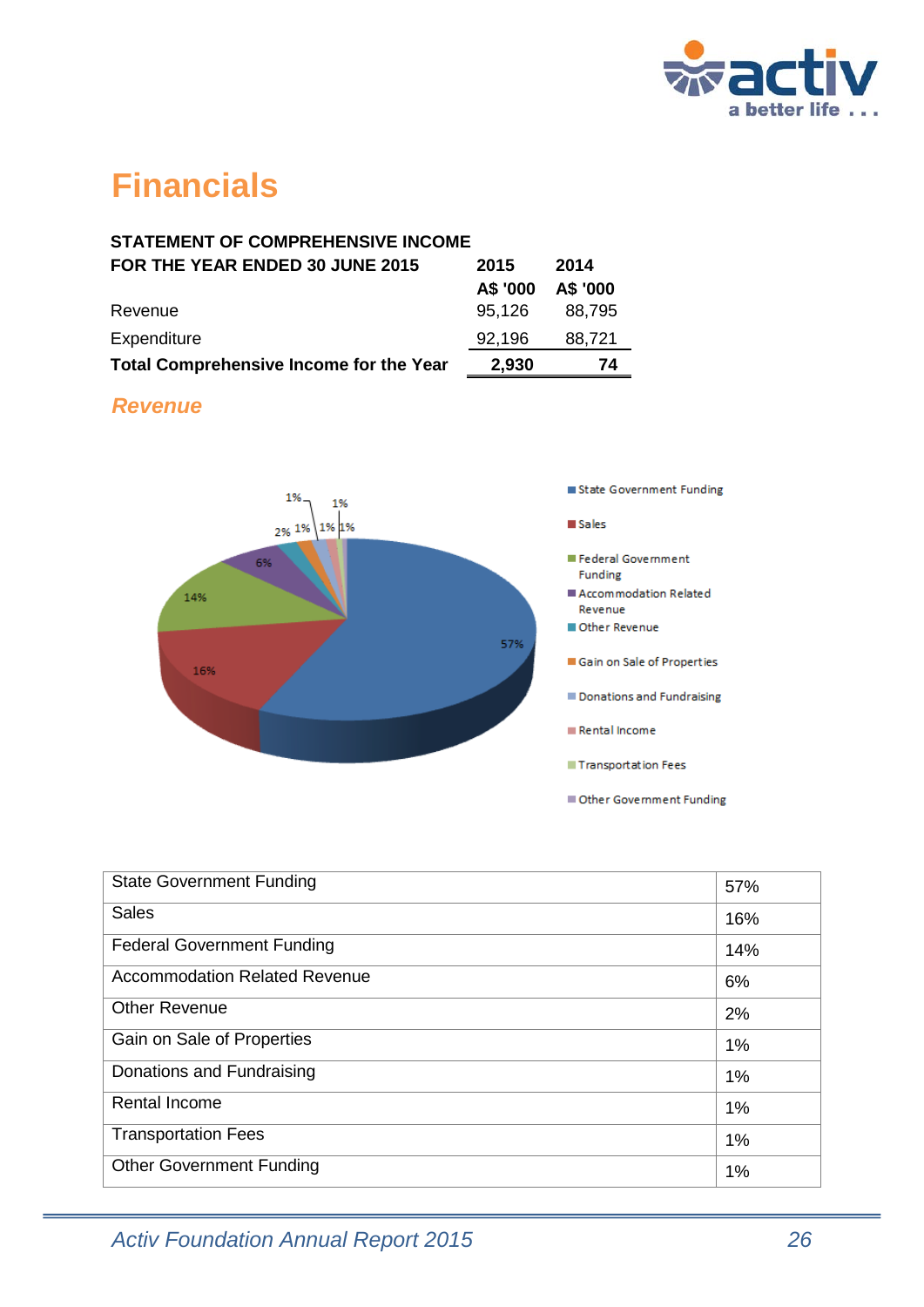# Financials

| STATEMENT OF COMPREHENSIVE INCOME FOR THE YEAR ENDED 30 JUNE 2015 | 2015 A$ '000 | 2014 A$ '000 |
|---|---|---|
| Revenue | 95,126 | 88,795 |
| Expenditure | 92,196 | 88,721 |
| **Total Comprehensive Income for the Year** | **2,930** | **74** |

## *Revenue*

| State Government Funding | 57% |
|---|---|
| Sales | 16% |
| Federal Government Funding | 14% |
| Accommodation Related Revenue | 6% |
| Other Revenue | 2% |
| Gain on Sale of Properties | 1% |
| Donations and Fundraising | 1% |
| Rental Income | 1% |
| Transportation Fees | 1% |
| Other Government Funding | 1% |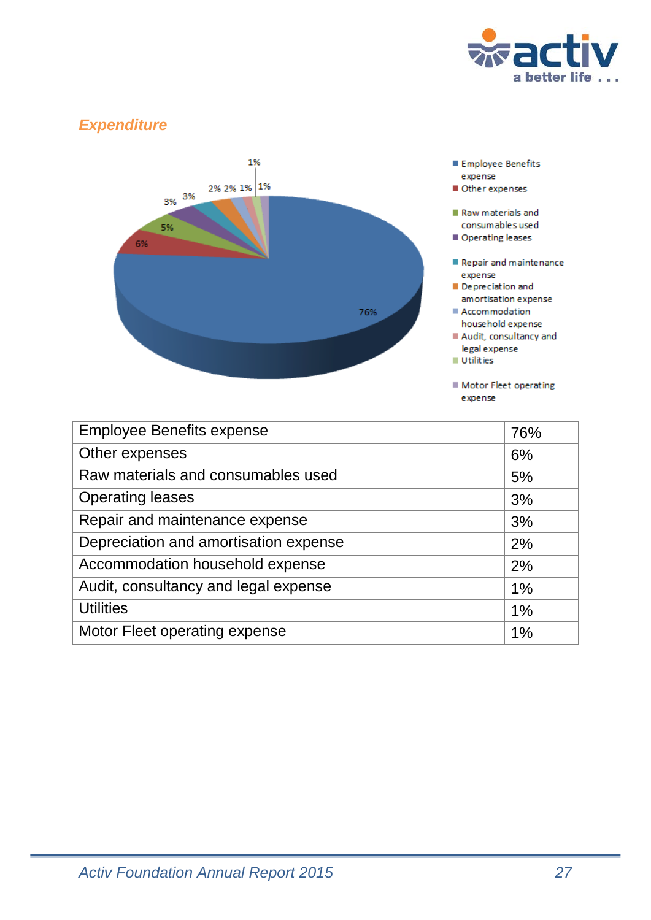## *Expenditure*

| Employee Benefits expense | 76% |
|---|---|
| Other expenses | 6% |
| Raw materials and consumables used | 5% |
| Operating leases | 3% |
| Repair and maintenance expense | 3% |
| Depreciation and amortisation expense | 2% |
| Accommodation household expense | 2% |
| Audit, consultancy and legal expense | 1% |
| Utilities | 1% |
| Motor Fleet operating expense | 1% |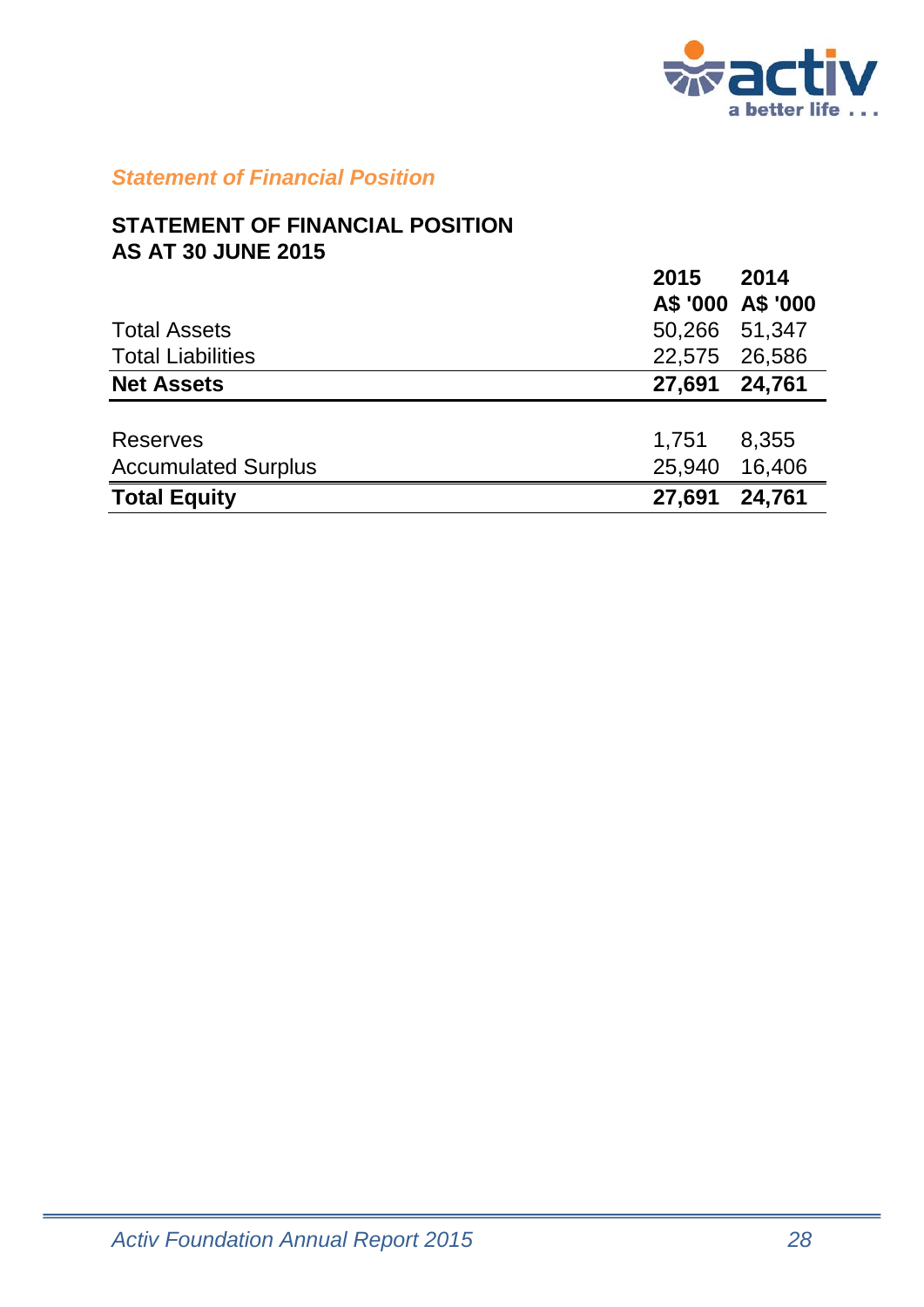*Statement of Financial Position*

**STATEMENT OF FINANCIAL POSITION**
**AS AT 30 JUNE 2015**

| | 2015 A$ '000 | 2014 A$ '000 |
|---|---|---|
| Total Assets | 50,266 | 51,347 |
| Total Liabilities | 22,575 | 26,586 |
| **Net Assets** | **27,691** | **24,761** |
| | | |
| Reserves | 1,751 | 8,355 |
| Accumulated Surplus | 25,940 | 16,406 |
| **Total Equity** | **27,691** | **24,761** |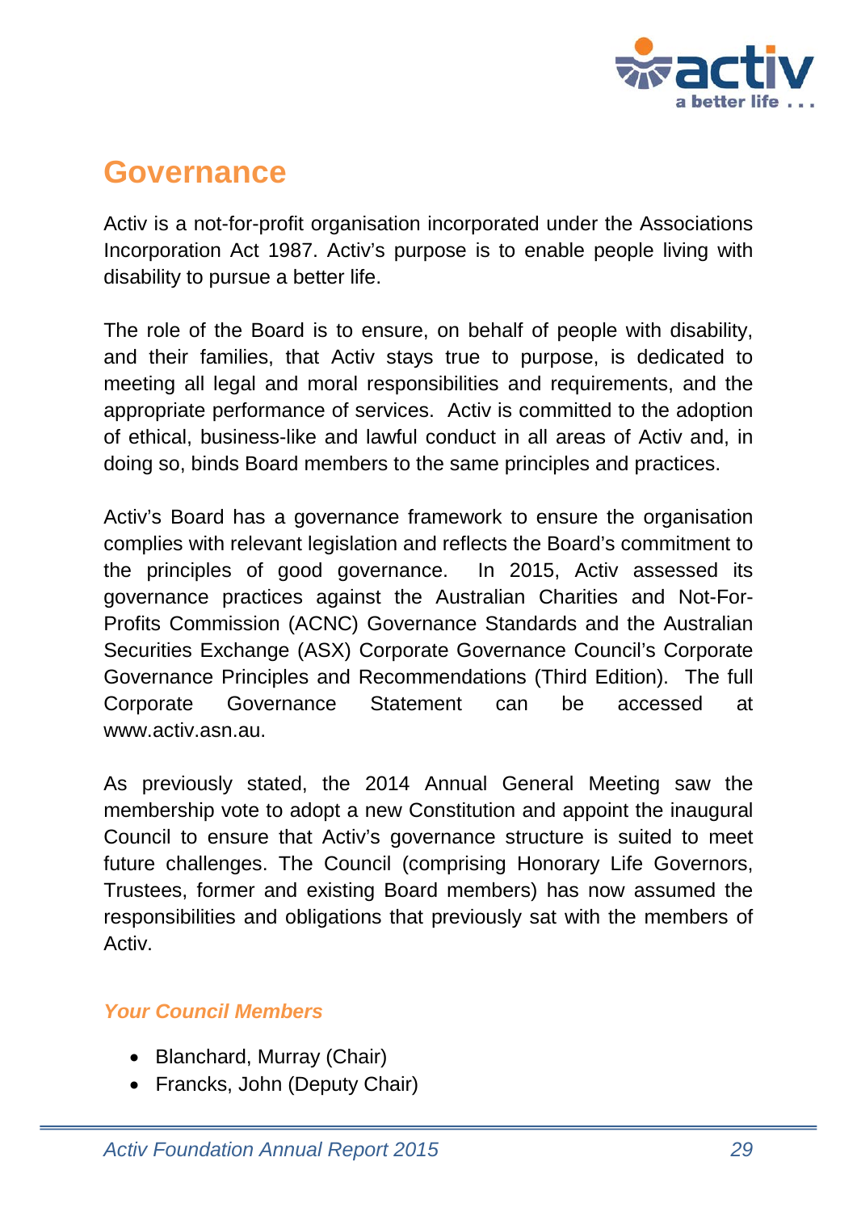# Governance

Activ is a not-for-profit organisation incorporated under the Associations Incorporation Act 1987. Activ's purpose is to enable people living with disability to pursue a better life.

The role of the Board is to ensure, on behalf of people with disability, and their families, that Activ stays true to purpose, is dedicated to meeting all legal and moral responsibilities and requirements, and the appropriate performance of services. Activ is committed to the adoption of ethical, business-like and lawful conduct in all areas of Activ and, in doing so, binds Board members to the same principles and practices.

Activ's Board has a governance framework to ensure the organisation complies with relevant legislation and reflects the Board's commitment to the principles of good governance. In 2015, Activ assessed its governance practices against the Australian Charities and Not-For-Profits Commission (ACNC) Governance Standards and the Australian Securities Exchange (ASX) Corporate Governance Council's Corporate Governance Principles and Recommendations (Third Edition). The full Corporate Governance Statement can be accessed at www.activ.asn.au.

As previously stated, the 2014 Annual General Meeting saw the membership vote to adopt a new Constitution and appoint the inaugural Council to ensure that Activ's governance structure is suited to meet future challenges. The Council (comprising Honorary Life Governors, Trustees, former and existing Board members) has now assumed the responsibilities and obligations that previously sat with the members of Activ.

### *Your Council Members*

- Blanchard, Murray (Chair)
- Francks, John (Deputy Chair)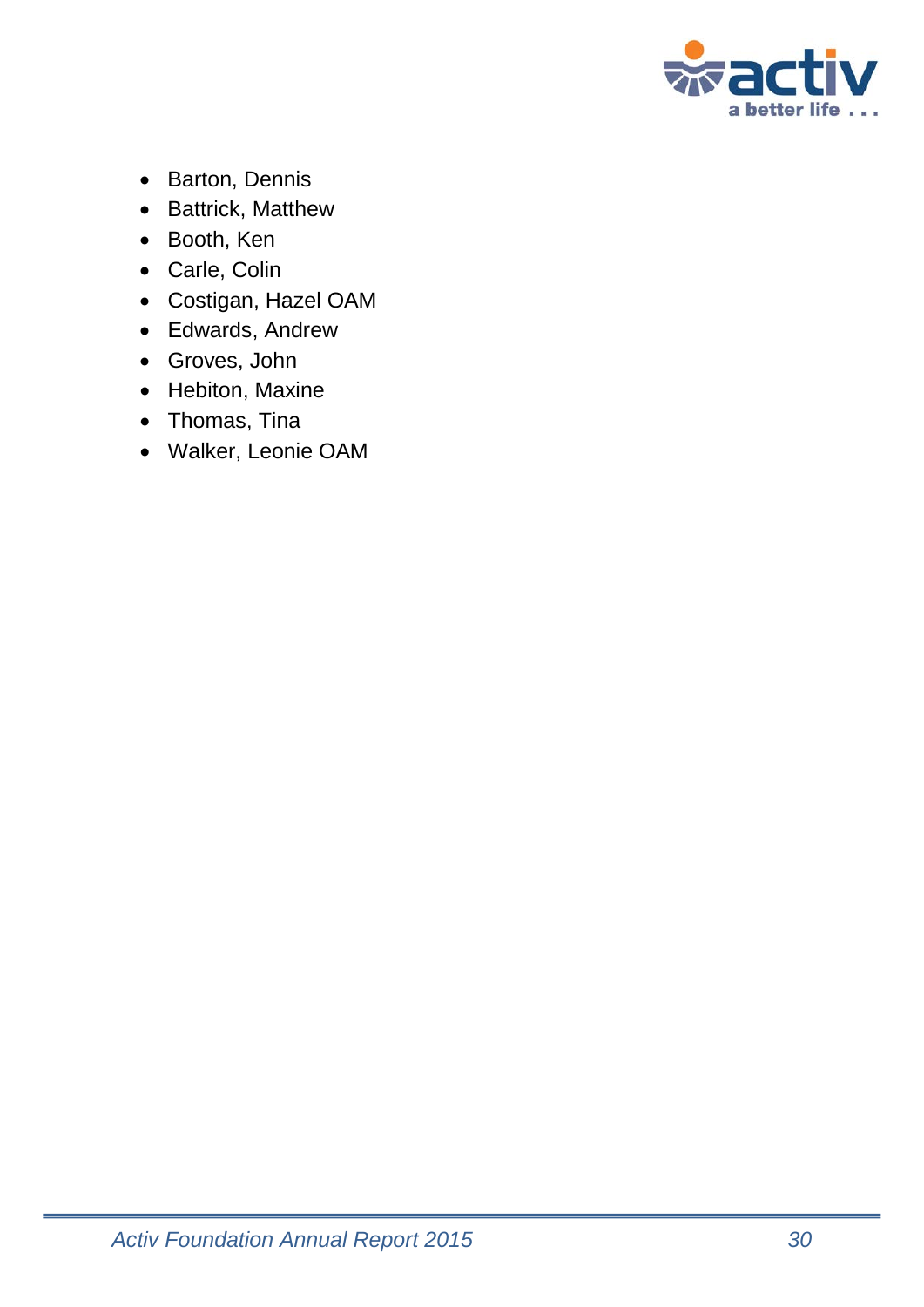- Barton, Dennis
- Battrick, Matthew
- Booth, Ken
- Carle, Colin
- Costigan, Hazel OAM
- Edwards, Andrew
- Groves, John
- Hebiton, Maxine
- Thomas, Tina
- Walker, Leonie OAM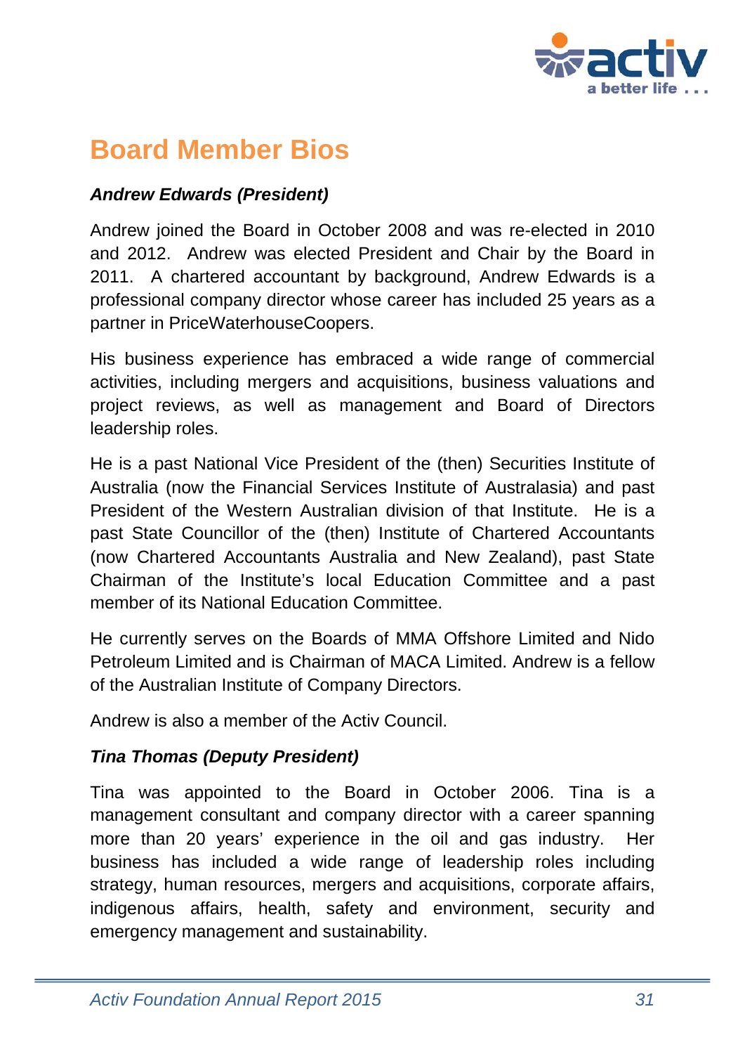# Board Member Bios

***Andrew Edwards (President)***

Andrew joined the Board in October 2008 and was re-elected in 2010 and 2012. Andrew was elected President and Chair by the Board in 2011. A chartered accountant by background, Andrew Edwards is a professional company director whose career has included 25 years as a partner in PriceWaterhouseCoopers.

His business experience has embraced a wide range of commercial activities, including mergers and acquisitions, business valuations and project reviews, as well as management and Board of Directors leadership roles.

He is a past National Vice President of the (then) Securities Institute of Australia (now the Financial Services Institute of Australasia) and past President of the Western Australian division of that Institute. He is a past State Councillor of the (then) Institute of Chartered Accountants (now Chartered Accountants Australia and New Zealand), past State Chairman of the Institute's local Education Committee and a past member of its National Education Committee.

He currently serves on the Boards of MMA Offshore Limited and Nido Petroleum Limited and is Chairman of MACA Limited. Andrew is a fellow of the Australian Institute of Company Directors.

Andrew is also a member of the Activ Council.

***Tina Thomas (Deputy President)***

Tina was appointed to the Board in October 2006. Tina is a management consultant and company director with a career spanning more than 20 years' experience in the oil and gas industry. Her business has included a wide range of leadership roles including strategy, human resources, mergers and acquisitions, corporate affairs, indigenous affairs, health, safety and environment, security and emergency management and sustainability.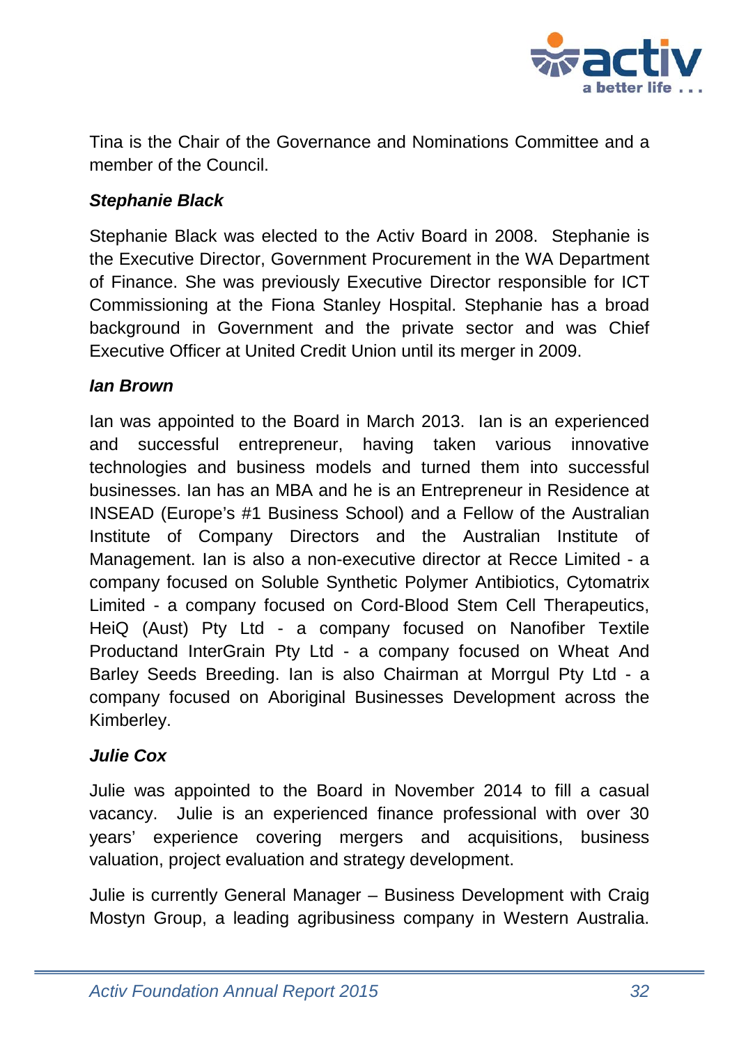Tina is the Chair of the Governance and Nominations Committee and a member of the Council.

***Stephanie Black***

Stephanie Black was elected to the Activ Board in 2008. Stephanie is the Executive Director, Government Procurement in the WA Department of Finance. She was previously Executive Director responsible for ICT Commissioning at the Fiona Stanley Hospital. Stephanie has a broad background in Government and the private sector and was Chief Executive Officer at United Credit Union until its merger in 2009.

***Ian Brown***

Ian was appointed to the Board in March 2013. Ian is an experienced and successful entrepreneur, having taken various innovative technologies and business models and turned them into successful businesses. Ian has an MBA and he is an Entrepreneur in Residence at INSEAD (Europe's #1 Business School) and a Fellow of the Australian Institute of Company Directors and the Australian Institute of Management. Ian is also a non-executive director at Recce Limited - a company focused on Soluble Synthetic Polymer Antibiotics, Cytomatrix Limited - a company focused on Cord-Blood Stem Cell Therapeutics, HeiQ (Aust) Pty Ltd - a company focused on Nanofiber Textile Productand InterGrain Pty Ltd - a company focused on Wheat And Barley Seeds Breeding. Ian is also Chairman at Morrgul Pty Ltd - a company focused on Aboriginal Businesses Development across the Kimberley.

***Julie Cox***

Julie was appointed to the Board in November 2014 to fill a casual vacancy. Julie is an experienced finance professional with over 30 years' experience covering mergers and acquisitions, business valuation, project evaluation and strategy development.

Julie is currently General Manager – Business Development with Craig Mostyn Group, a leading agribusiness company in Western Australia.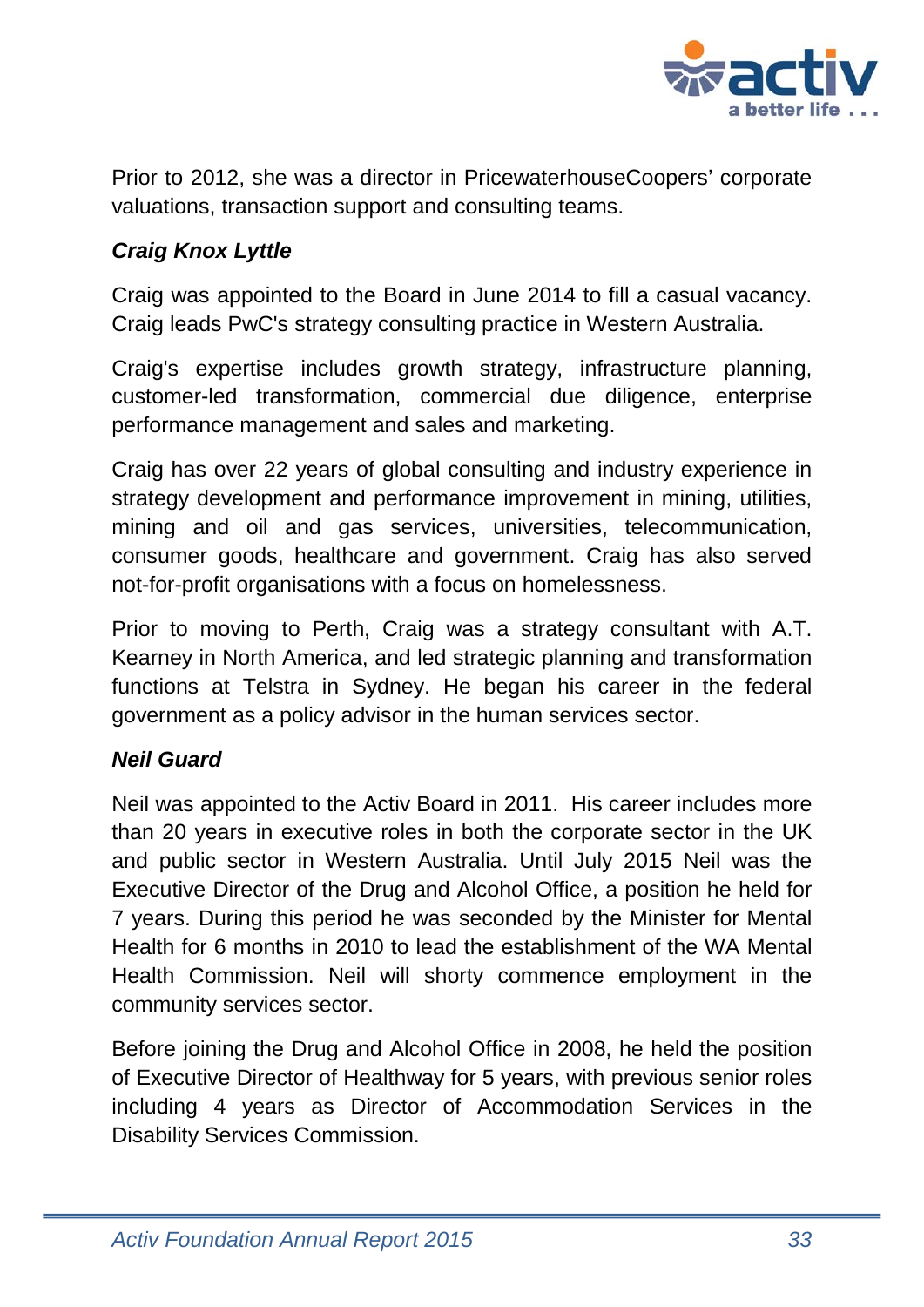Prior to 2012, she was a director in PricewaterhouseCoopers' corporate valuations, transaction support and consulting teams.

***Craig Knox Lyttle***

Craig was appointed to the Board in June 2014 to fill a casual vacancy. Craig leads PwC's strategy consulting practice in Western Australia.

Craig's expertise includes growth strategy, infrastructure planning, customer-led transformation, commercial due diligence, enterprise performance management and sales and marketing.

Craig has over 22 years of global consulting and industry experience in strategy development and performance improvement in mining, utilities, mining and oil and gas services, universities, telecommunication, consumer goods, healthcare and government. Craig has also served not-for-profit organisations with a focus on homelessness.

Prior to moving to Perth, Craig was a strategy consultant with A.T. Kearney in North America, and led strategic planning and transformation functions at Telstra in Sydney. He began his career in the federal government as a policy advisor in the human services sector.

***Neil Guard***

Neil was appointed to the Activ Board in 2011. His career includes more than 20 years in executive roles in both the corporate sector in the UK and public sector in Western Australia. Until July 2015 Neil was the Executive Director of the Drug and Alcohol Office, a position he held for 7 years. During this period he was seconded by the Minister for Mental Health for 6 months in 2010 to lead the establishment of the WA Mental Health Commission. Neil will shorty commence employment in the community services sector.

Before joining the Drug and Alcohol Office in 2008, he held the position of Executive Director of Healthway for 5 years, with previous senior roles including 4 years as Director of Accommodation Services in the Disability Services Commission.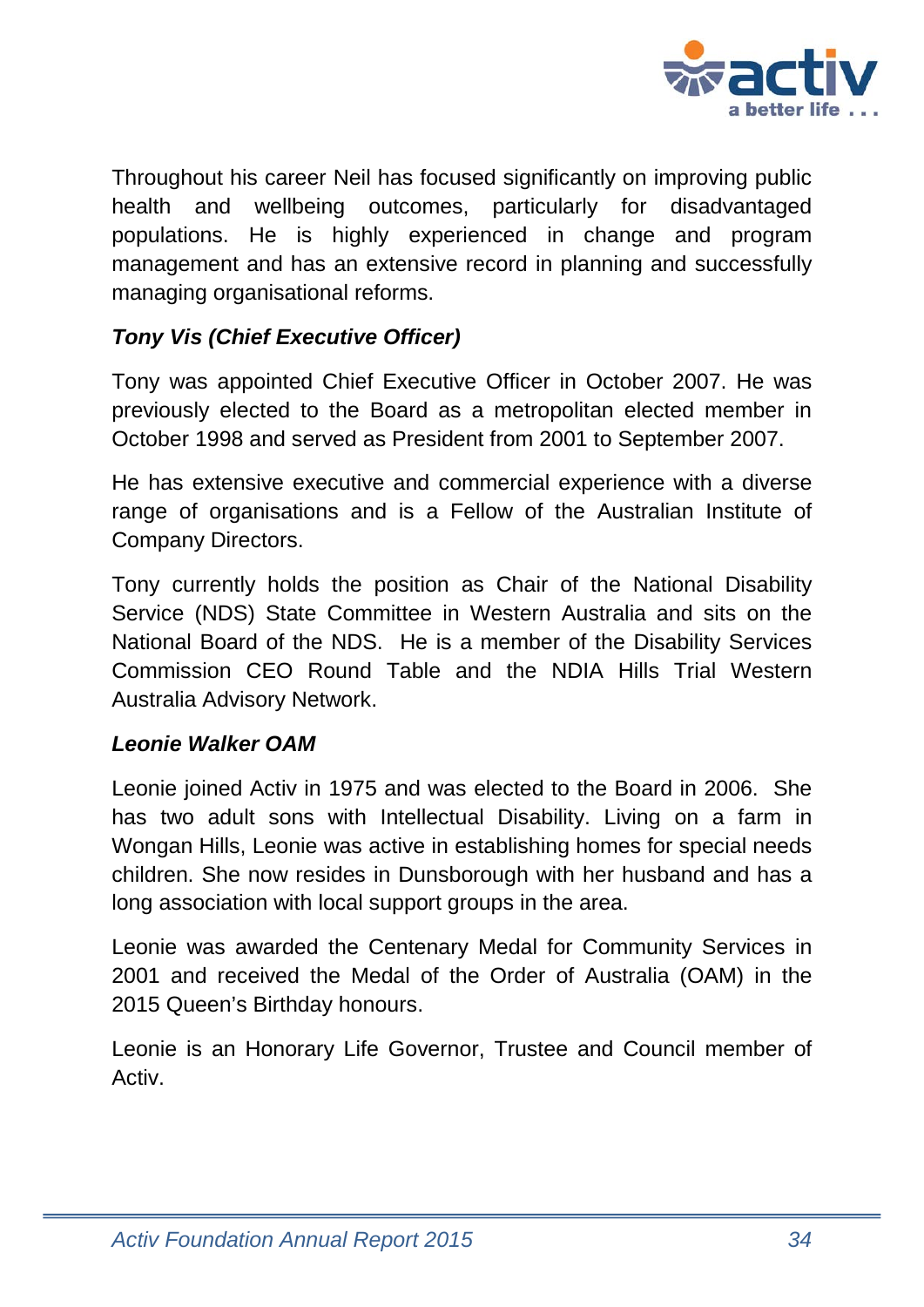Throughout his career Neil has focused significantly on improving public health and wellbeing outcomes, particularly for disadvantaged populations. He is highly experienced in change and program management and has an extensive record in planning and successfully managing organisational reforms.

***Tony Vis (Chief Executive Officer)***

Tony was appointed Chief Executive Officer in October 2007. He was previously elected to the Board as a metropolitan elected member in October 1998 and served as President from 2001 to September 2007.

He has extensive executive and commercial experience with a diverse range of organisations and is a Fellow of the Australian Institute of Company Directors.

Tony currently holds the position as Chair of the National Disability Service (NDS) State Committee in Western Australia and sits on the National Board of the NDS. He is a member of the Disability Services Commission CEO Round Table and the NDIA Hills Trial Western Australia Advisory Network.

***Leonie Walker OAM***

Leonie joined Activ in 1975 and was elected to the Board in 2006. She has two adult sons with Intellectual Disability. Living on a farm in Wongan Hills, Leonie was active in establishing homes for special needs children. She now resides in Dunsborough with her husband and has a long association with local support groups in the area.

Leonie was awarded the Centenary Medal for Community Services in 2001 and received the Medal of the Order of Australia (OAM) in the 2015 Queen's Birthday honours.

Leonie is an Honorary Life Governor, Trustee and Council member of Activ.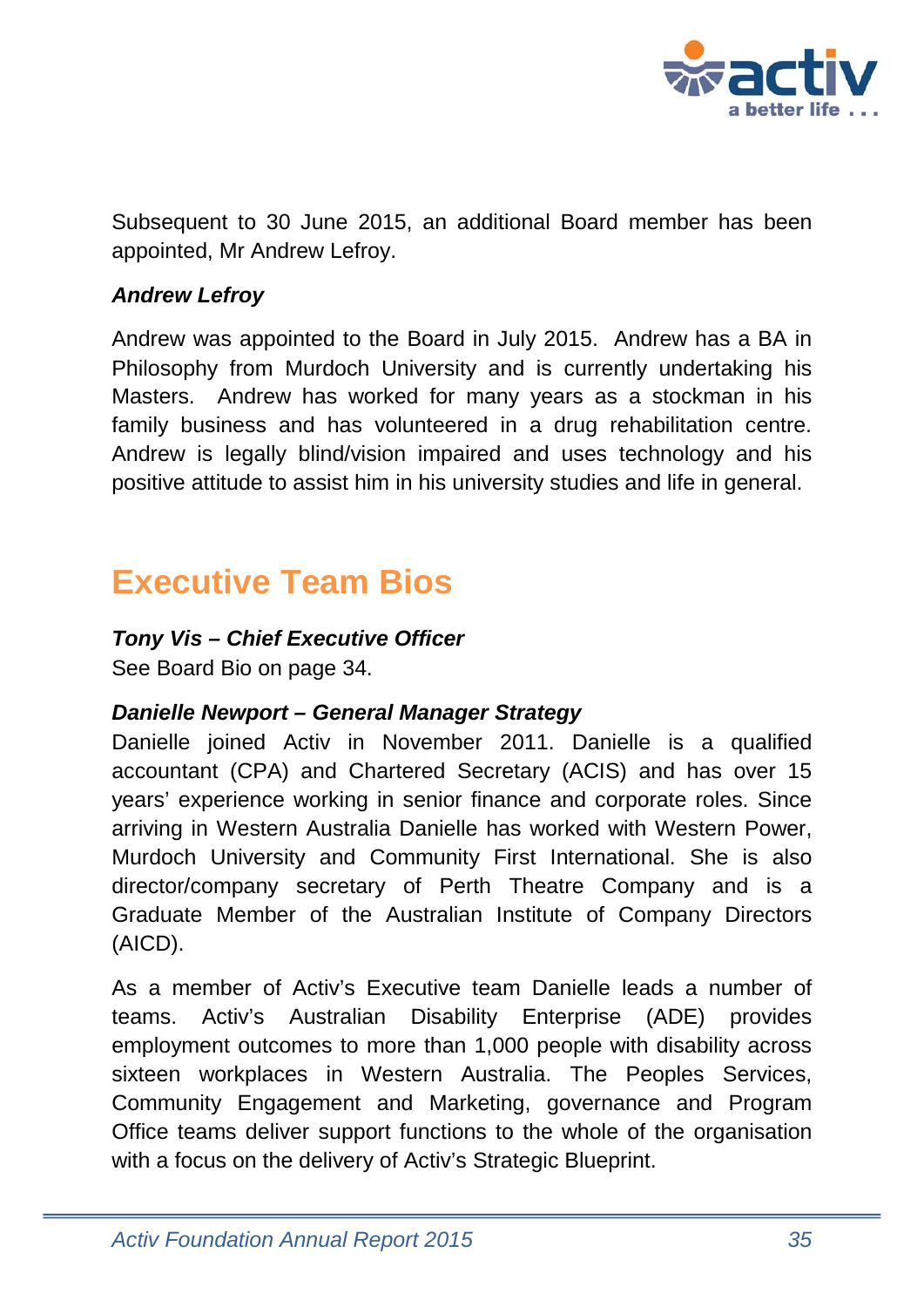Subsequent to 30 June 2015, an additional Board member has been appointed, Mr Andrew Lefroy.

***Andrew Lefroy***

Andrew was appointed to the Board in July 2015. Andrew has a BA in Philosophy from Murdoch University and is currently undertaking his Masters. Andrew has worked for many years as a stockman in his family business and has volunteered in a drug rehabilitation centre. Andrew is legally blind/vision impaired and uses technology and his positive attitude to assist him in his university studies and life in general.

## Executive Team Bios

***Tony Vis – Chief Executive Officer***

See Board Bio on page 34.

***Danielle Newport – General Manager Strategy***

Danielle joined Activ in November 2011. Danielle is a qualified accountant (CPA) and Chartered Secretary (ACIS) and has over 15 years' experience working in senior finance and corporate roles. Since arriving in Western Australia Danielle has worked with Western Power, Murdoch University and Community First International. She is also director/company secretary of Perth Theatre Company and is a Graduate Member of the Australian Institute of Company Directors (AICD).

As a member of Activ's Executive team Danielle leads a number of teams. Activ's Australian Disability Enterprise (ADE) provides employment outcomes to more than 1,000 people with disability across sixteen workplaces in Western Australia. The Peoples Services, Community Engagement and Marketing, governance and Program Office teams deliver support functions to the whole of the organisation with a focus on the delivery of Activ's Strategic Blueprint.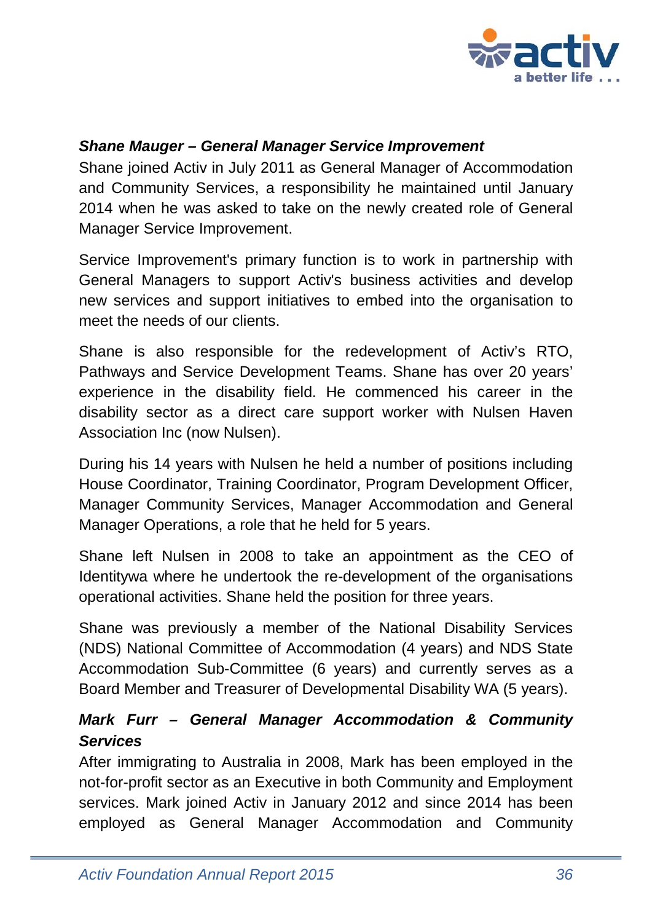***Shane Mauger – General Manager Service Improvement***

Shane joined Activ in July 2011 as General Manager of Accommodation and Community Services, a responsibility he maintained until January 2014 when he was asked to take on the newly created role of General Manager Service Improvement.

Service Improvement's primary function is to work in partnership with General Managers to support Activ's business activities and develop new services and support initiatives to embed into the organisation to meet the needs of our clients.

Shane is also responsible for the redevelopment of Activ's RTO, Pathways and Service Development Teams. Shane has over 20 years' experience in the disability field. He commenced his career in the disability sector as a direct care support worker with Nulsen Haven Association Inc (now Nulsen).

During his 14 years with Nulsen he held a number of positions including House Coordinator, Training Coordinator, Program Development Officer, Manager Community Services, Manager Accommodation and General Manager Operations, a role that he held for 5 years.

Shane left Nulsen in 2008 to take an appointment as the CEO of Identitywa where he undertook the re-development of the organisations operational activities. Shane held the position for three years.

Shane was previously a member of the National Disability Services (NDS) National Committee of Accommodation (4 years) and NDS State Accommodation Sub-Committee (6 years) and currently serves as a Board Member and Treasurer of Developmental Disability WA (5 years).

***Mark Furr – General Manager Accommodation & Community Services***

After immigrating to Australia in 2008, Mark has been employed in the not-for-profit sector as an Executive in both Community and Employment services. Mark joined Activ in January 2012 and since 2014 has been employed as General Manager Accommodation and Community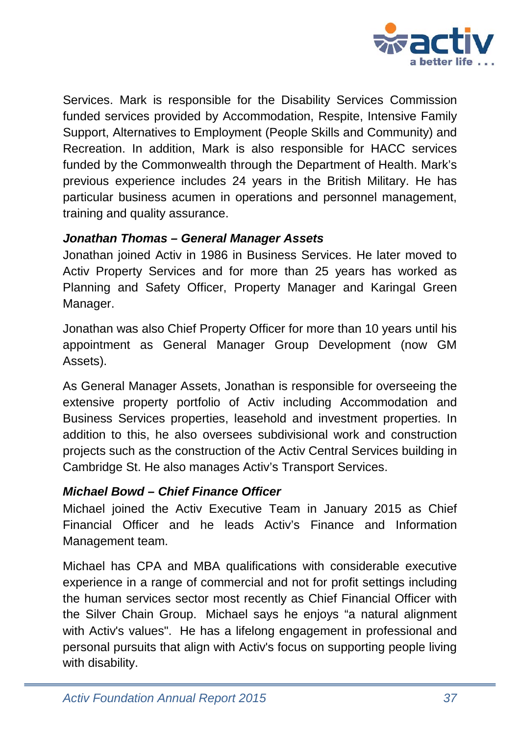Services. Mark is responsible for the Disability Services Commission funded services provided by Accommodation, Respite, Intensive Family Support, Alternatives to Employment (People Skills and Community) and Recreation. In addition, Mark is also responsible for HACC services funded by the Commonwealth through the Department of Health. Mark's previous experience includes 24 years in the British Military. He has particular business acumen in operations and personnel management, training and quality assurance.

***Jonathan Thomas – General Manager Assets***

Jonathan joined Activ in 1986 in Business Services. He later moved to Activ Property Services and for more than 25 years has worked as Planning and Safety Officer, Property Manager and Karingal Green Manager.

Jonathan was also Chief Property Officer for more than 10 years until his appointment as General Manager Group Development (now GM Assets).

As General Manager Assets, Jonathan is responsible for overseeing the extensive property portfolio of Activ including Accommodation and Business Services properties, leasehold and investment properties. In addition to this, he also oversees subdivisional work and construction projects such as the construction of the Activ Central Services building in Cambridge St. He also manages Activ's Transport Services.

***Michael Bowd – Chief Finance Officer***

Michael joined the Activ Executive Team in January 2015 as Chief Financial Officer and he leads Activ's Finance and Information Management team.

Michael has CPA and MBA qualifications with considerable executive experience in a range of commercial and not for profit settings including the human services sector most recently as Chief Financial Officer with the Silver Chain Group. Michael says he enjoys "a natural alignment with Activ's values". He has a lifelong engagement in professional and personal pursuits that align with Activ's focus on supporting people living with disability.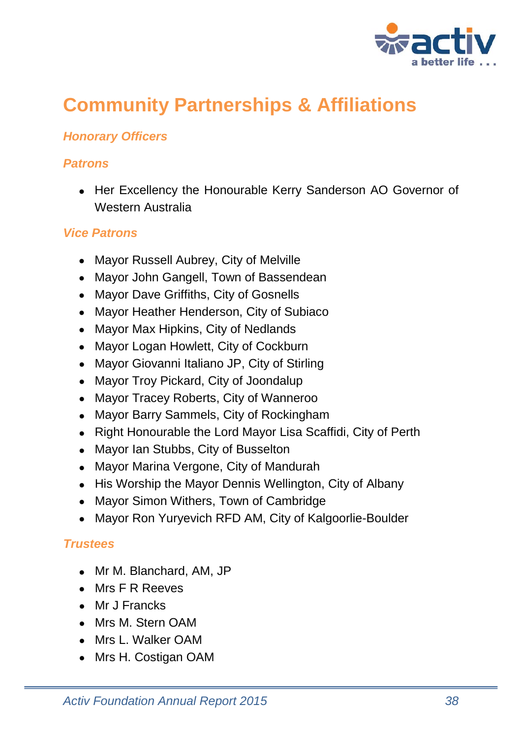# Community Partnerships & Affiliations

## *Honorary Officers*

### *Patrons*

- Her Excellency the Honourable Kerry Sanderson AO Governor of Western Australia

### *Vice Patrons*

- Mayor Russell Aubrey, City of Melville
- Mayor John Gangell, Town of Bassendean
- Mayor Dave Griffiths, City of Gosnells
- Mayor Heather Henderson, City of Subiaco
- Mayor Max Hipkins, City of Nedlands
- Mayor Logan Howlett, City of Cockburn
- Mayor Giovanni Italiano JP, City of Stirling
- Mayor Troy Pickard, City of Joondalup
- Mayor Tracey Roberts, City of Wanneroo
- Mayor Barry Sammels, City of Rockingham
- Right Honourable the Lord Mayor Lisa Scaffidi, City of Perth
- Mayor Ian Stubbs, City of Busselton
- Mayor Marina Vergone, City of Mandurah
- His Worship the Mayor Dennis Wellington, City of Albany
- Mayor Simon Withers, Town of Cambridge
- Mayor Ron Yuryevich RFD AM, City of Kalgoorlie-Boulder

### *Trustees*

- Mr M. Blanchard, AM, JP
- Mrs F R Reeves
- Mr J Francks
- Mrs M. Stern OAM
- Mrs L. Walker OAM
- Mrs H. Costigan OAM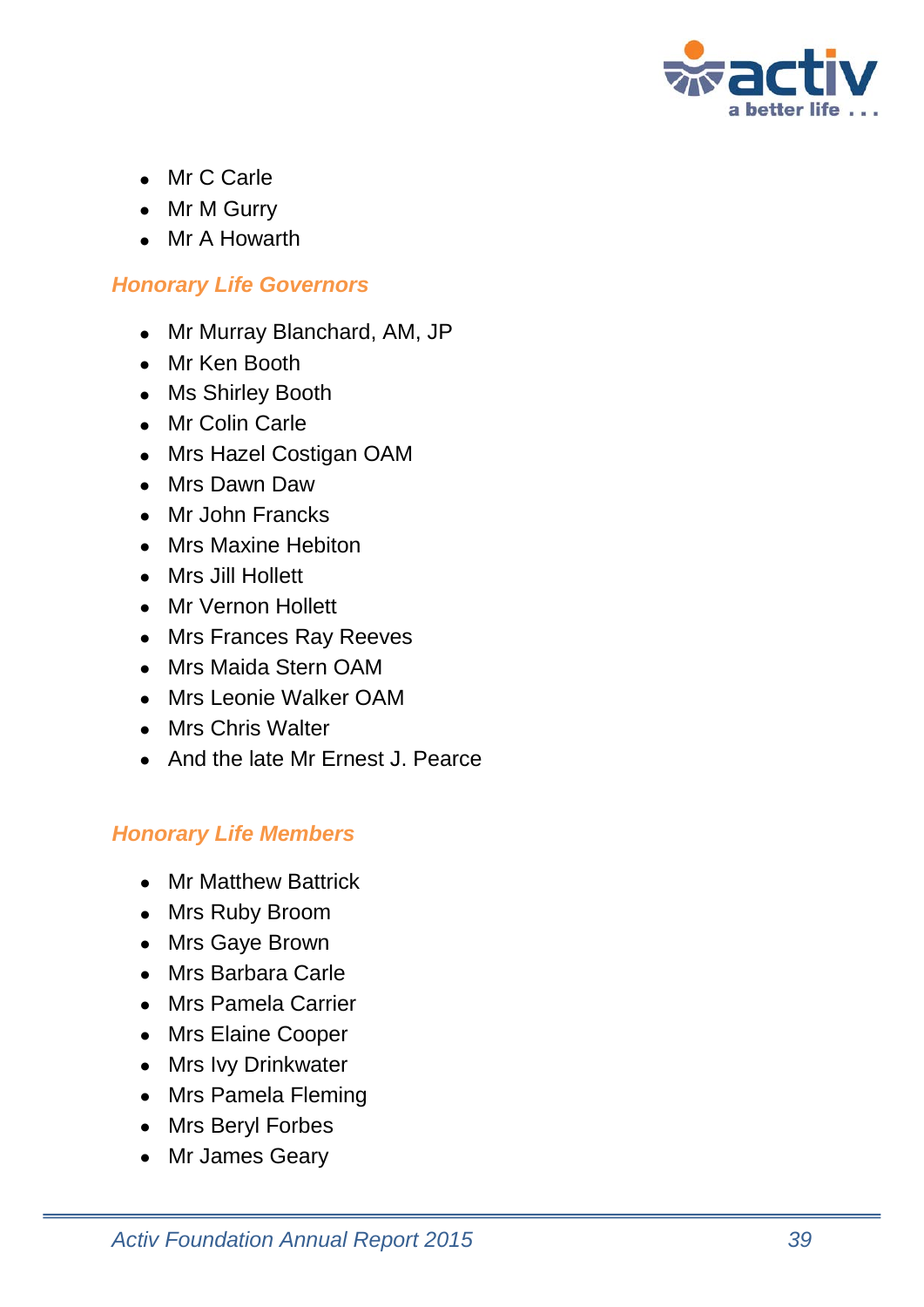- Mr C Carle
- Mr M Gurry
- Mr A Howarth

### *Honorary Life Governors*

- Mr Murray Blanchard, AM, JP
- Mr Ken Booth
- Ms Shirley Booth
- Mr Colin Carle
- Mrs Hazel Costigan OAM
- Mrs Dawn Daw
- Mr John Francks
- Mrs Maxine Hebiton
- Mrs Jill Hollett
- Mr Vernon Hollett
- Mrs Frances Ray Reeves
- Mrs Maida Stern OAM
- Mrs Leonie Walker OAM
- Mrs Chris Walter
- And the late Mr Ernest J. Pearce

### *Honorary Life Members*

- Mr Matthew Battrick
- Mrs Ruby Broom
- Mrs Gaye Brown
- Mrs Barbara Carle
- Mrs Pamela Carrier
- Mrs Elaine Cooper
- Mrs Ivy Drinkwater
- Mrs Pamela Fleming
- Mrs Beryl Forbes
- Mr James Geary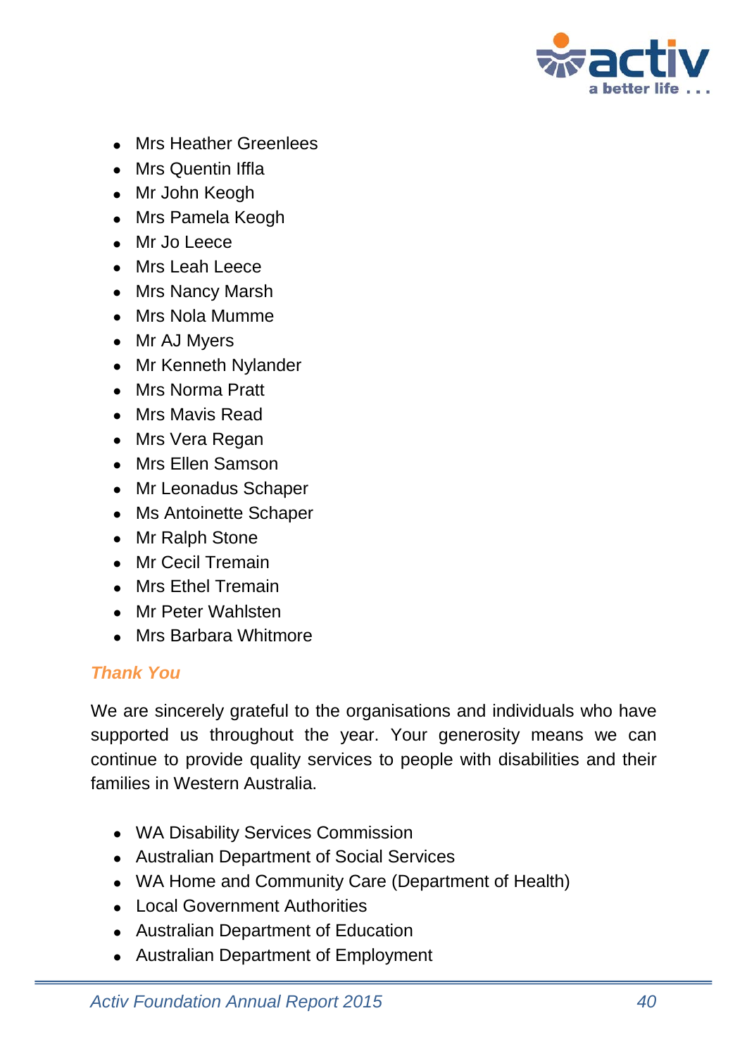- Mrs Heather Greenlees
- Mrs Quentin Iffla
- Mr John Keogh
- Mrs Pamela Keogh
- Mr Jo Leece
- Mrs Leah Leece
- Mrs Nancy Marsh
- Mrs Nola Mumme
- Mr AJ Myers
- Mr Kenneth Nylander
- Mrs Norma Pratt
- Mrs Mavis Read
- Mrs Vera Regan
- Mrs Ellen Samson
- Mr Leonadus Schaper
- Ms Antoinette Schaper
- Mr Ralph Stone
- Mr Cecil Tremain
- Mrs Ethel Tremain
- Mr Peter Wahlsten
- Mrs Barbara Whitmore

### *Thank You*

We are sincerely grateful to the organisations and individuals who have supported us throughout the year. Your generosity means we can continue to provide quality services to people with disabilities and their families in Western Australia.

- WA Disability Services Commission
- Australian Department of Social Services
- WA Home and Community Care (Department of Health)
- Local Government Authorities
- Australian Department of Education
- Australian Department of Employment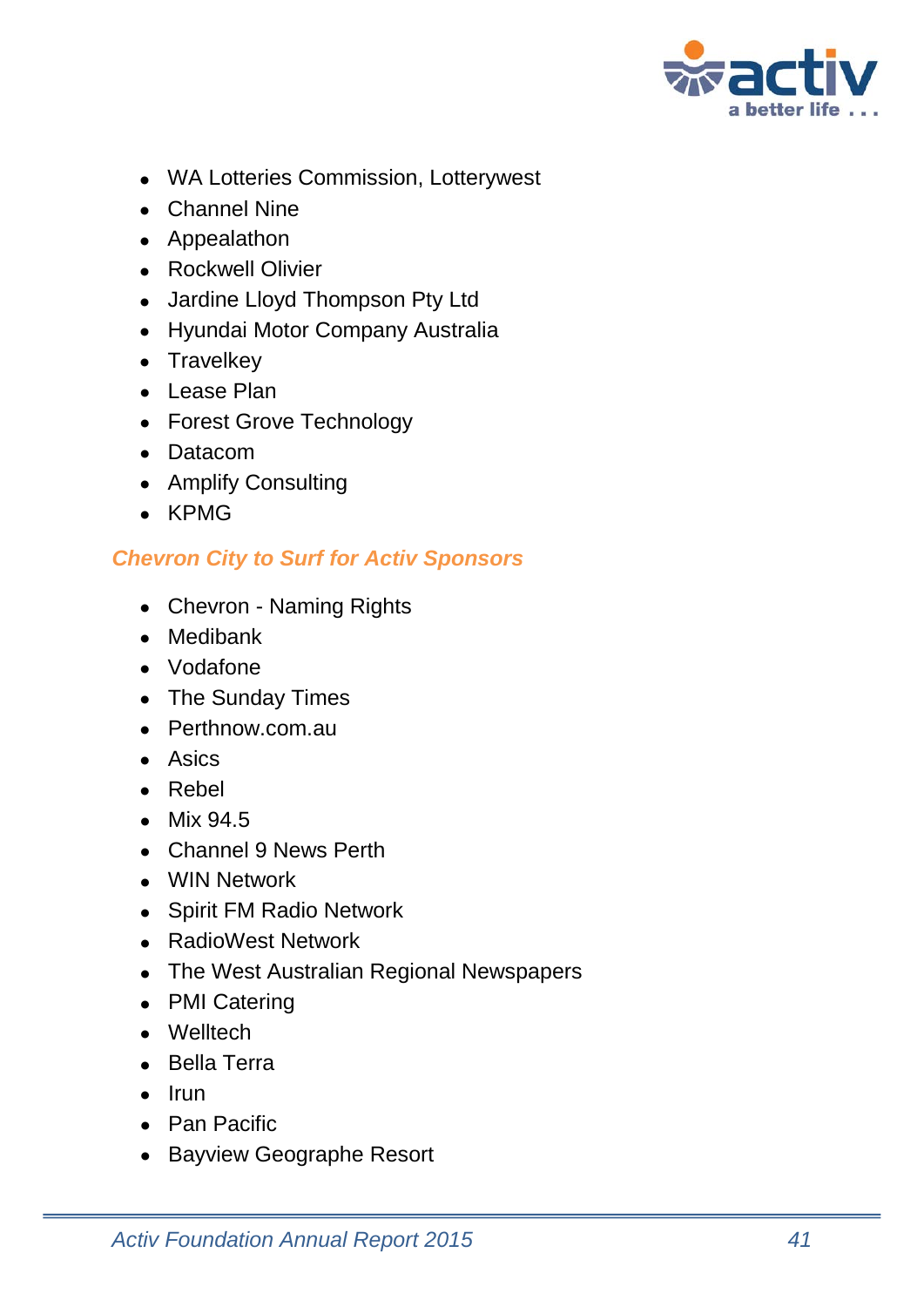- WA Lotteries Commission, Lotterywest
- Channel Nine
- Appealathon
- Rockwell Olivier
- Jardine Lloyd Thompson Pty Ltd
- Hyundai Motor Company Australia
- Travelkey
- Lease Plan
- Forest Grove Technology
- Datacom
- Amplify Consulting
- KPMG

### *Chevron City to Surf for Activ Sponsors*

- Chevron - Naming Rights
- Medibank
- Vodafone
- The Sunday Times
- Perthnow.com.au
- Asics
- Rebel
- Mix 94.5
- Channel 9 News Perth
- WIN Network
- Spirit FM Radio Network
- RadioWest Network
- The West Australian Regional Newspapers
- PMI Catering
- Welltech
- Bella Terra
- Irun
- Pan Pacific
- Bayview Geographe Resort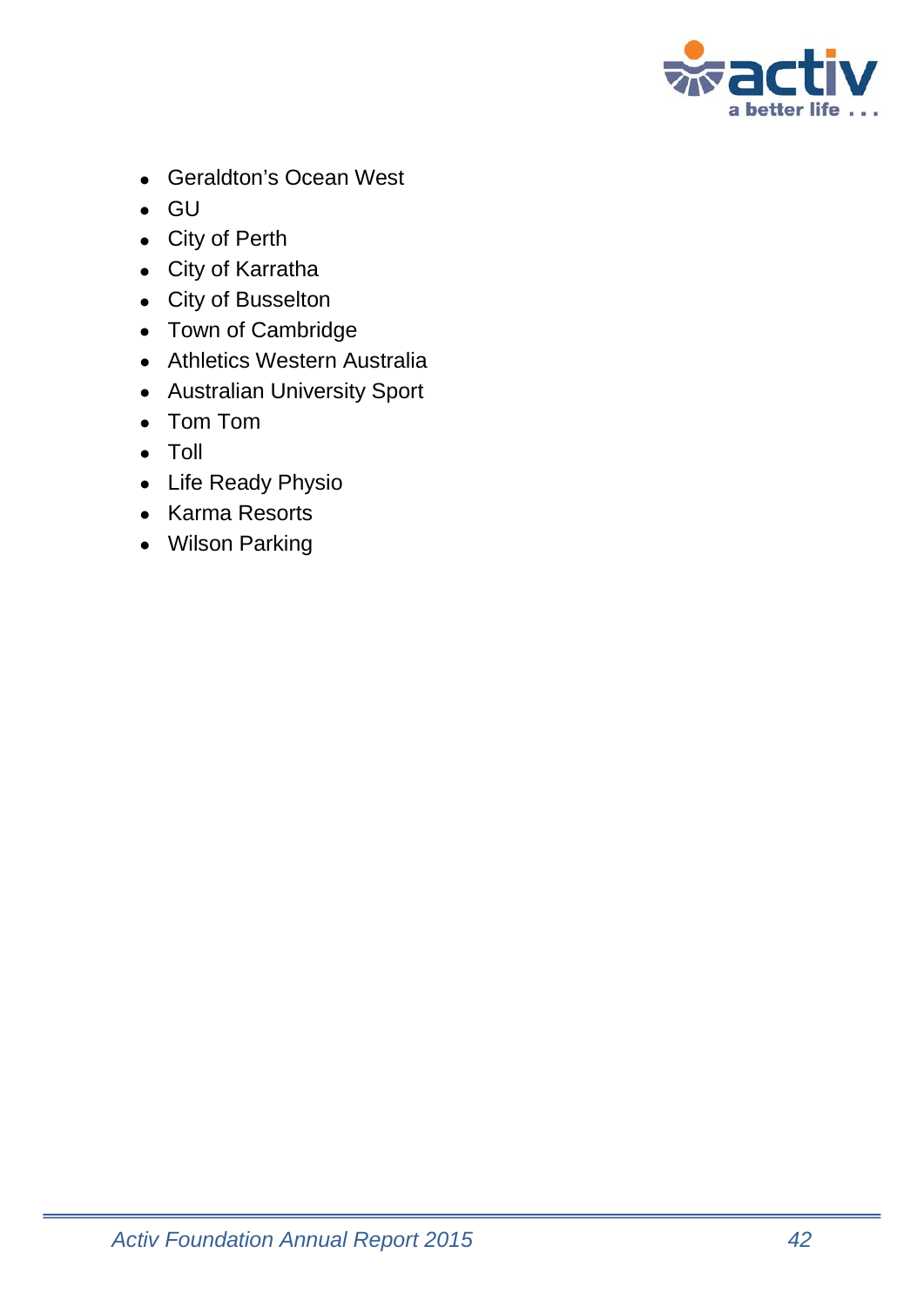- Geraldton's Ocean West
- GU
- City of Perth
- City of Karratha
- City of Busselton
- Town of Cambridge
- Athletics Western Australia
- Australian University Sport
- Tom Tom
- Toll
- Life Ready Physio
- Karma Resorts
- Wilson Parking